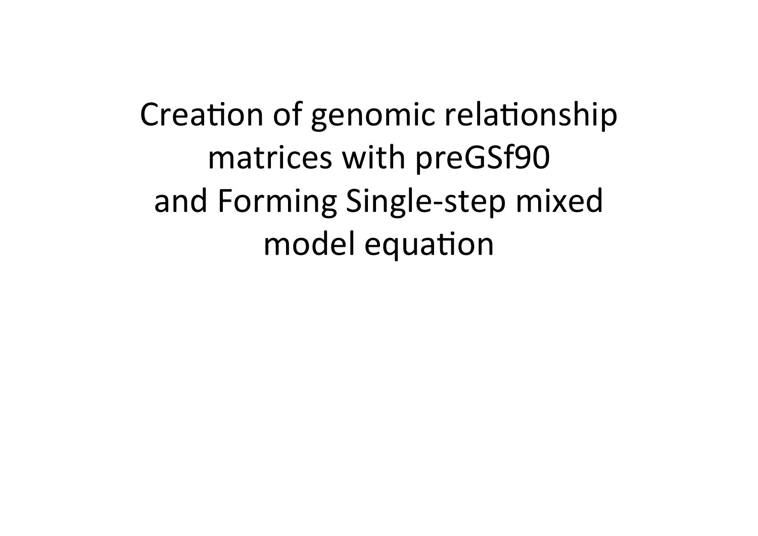# Creation of genomic relationship matrices with preGSf90 and Forming Single-step mixed model equation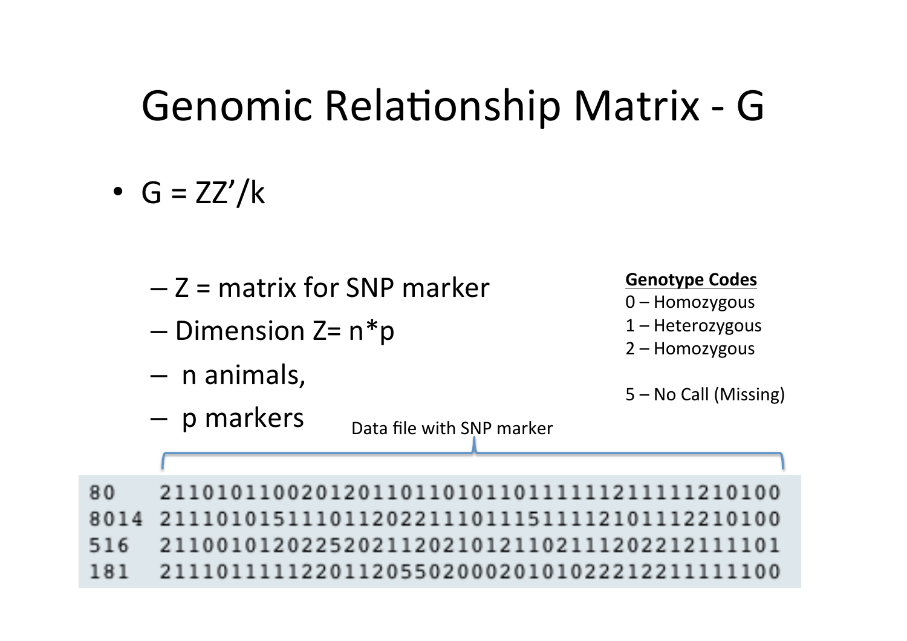# Genomic Relationship Matrix - G

- $G = ZZ'/k$
  - Z = matrix for SNP marker
  - Dimension Z= n*p
  - n animals,
  - p markers

**Genotype Codes**

0 – Homozygous

1 – Heterozygous

2 – Homozygous

5 – No Call (Missing)

Data file with SNP marker

```
80   2110101100201201101101011011111211111210100
8014 2111010151110112022111011151111210111221010​0
516  2110010120225202112021012110211120221211110​1
181  2111011111220112055020002010102221221111110​0
```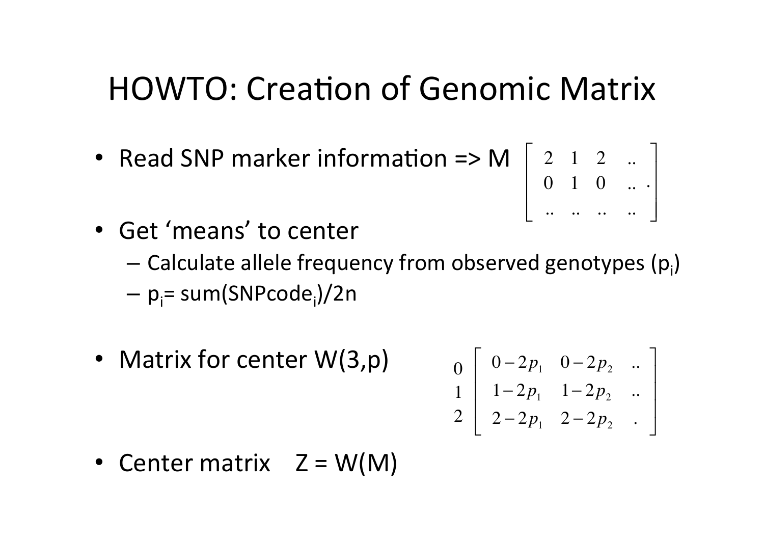# HOWTO: Creation of Genomic Matrix

- Read SNP marker information => M $\begin{bmatrix} 2 & 1 & 2 & .. \\ 0 & 1 & 0 & .. \\ .. & .. & .. & .. \end{bmatrix}$.
- Get 'means' to center
  - Calculate allele frequency from observed genotypes ($p_i$)
  - $p_i$= sum(SNPcode$_i$)/2n
- Matrix for center W(3,p)

$$\begin{matrix} 0 \\ 1 \\ 2 \end{matrix} \begin{bmatrix} 0-2p_1 & 0-2p_2 & .. \\ 1-2p_1 & 1-2p_2 & .. \\ 2-2p_1 & 2-2p_2 & . \end{bmatrix}$$

- Center matrix Z = W(M)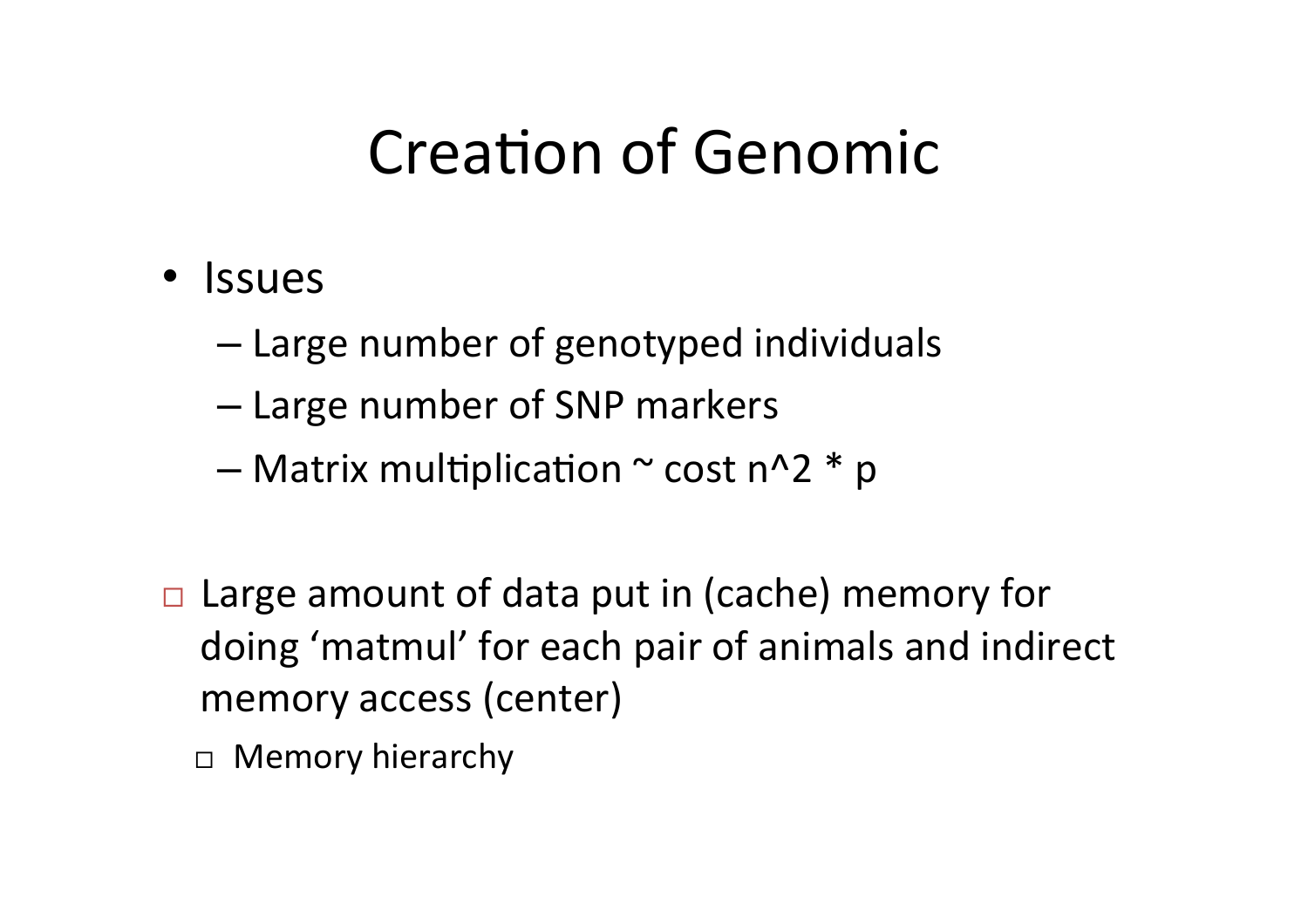# Creation of Genomic

- Issues
  - Large number of genotyped individuals
  - Large number of SNP markers
  - Matrix multiplication ~ cost $n^2 * p$

- Large amount of data put in (cache) memory for doing 'matmul' for each pair of animals and indirect memory access (center)
  - Memory hierarchy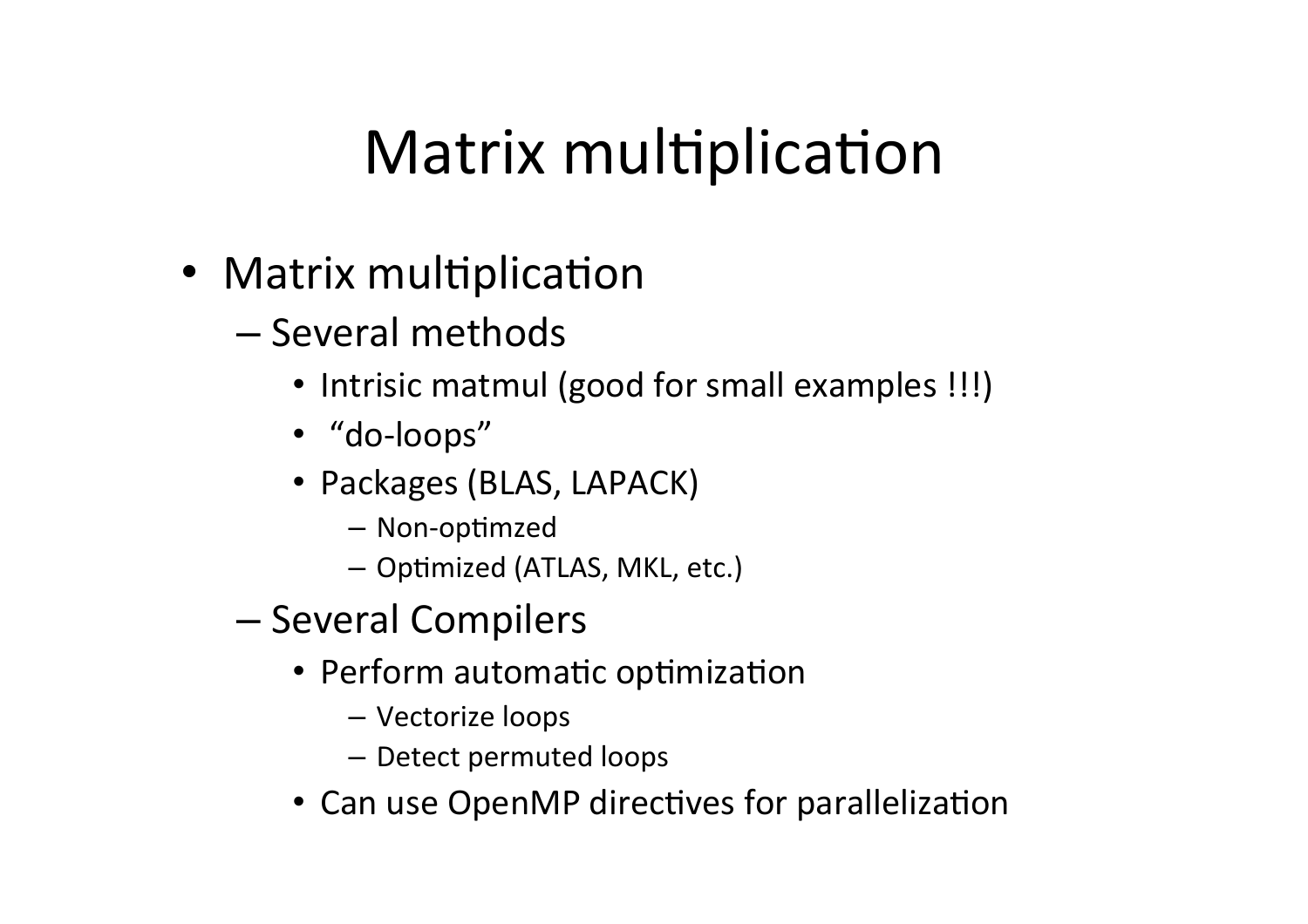# Matrix multiplication

- Matrix multiplication
  - Several methods
    - Intrisic matmul (good for small examples !!!)
    - “do-loops”
    - Packages (BLAS, LAPACK)
      - Non-optimzed
      - Optimized (ATLAS, MKL, etc.)
  - Several Compilers
    - Perform automatic optimization
      - Vectorize loops
      - Detect permuted loops
    - Can use OpenMP directives for parallelization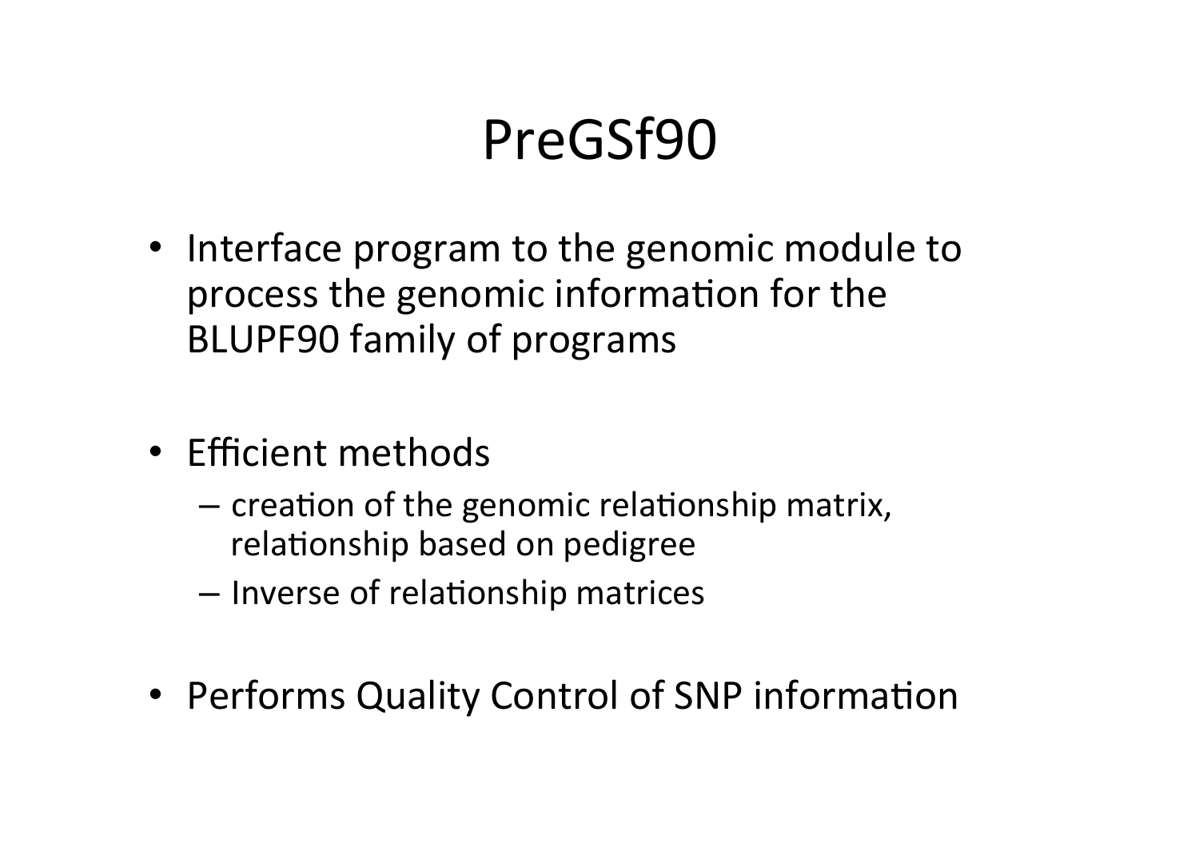# PreGSf90

- Interface program to the genomic module to process the genomic information for the BLUPF90 family of programs

- Efficient methods
  - creation of the genomic relationship matrix, relationship based on pedigree
  - Inverse of relationship matrices

- Performs Quality Control of SNP information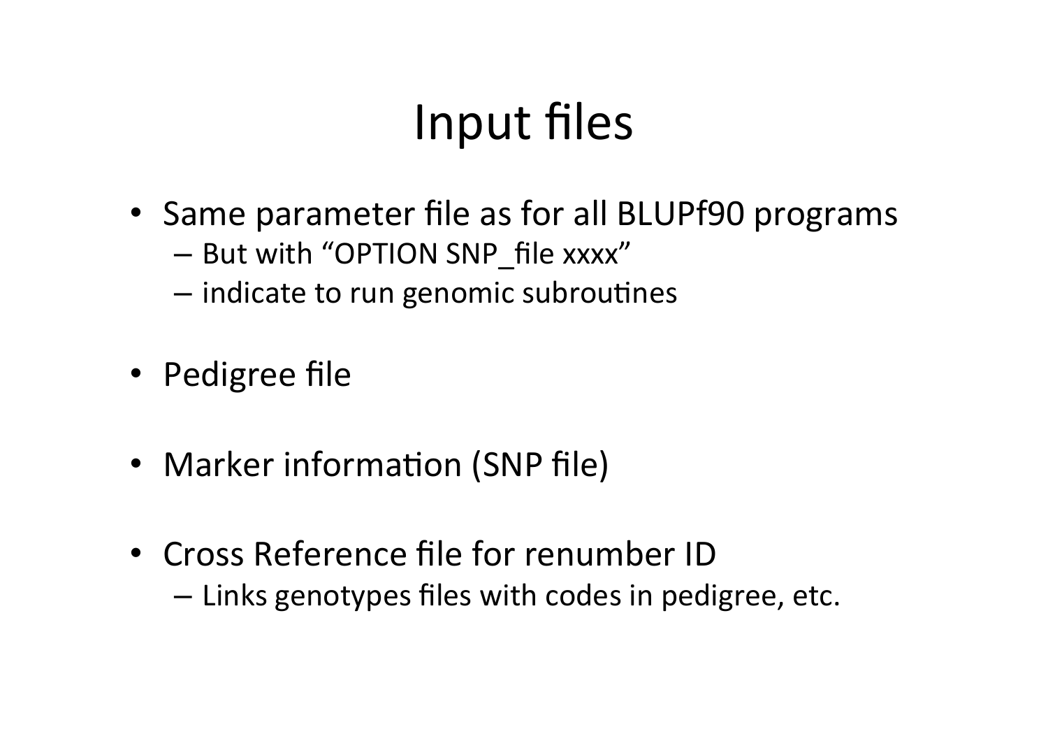# Input files

- Same parameter file as for all BLUPf90 programs
  - But with "OPTION SNP_file xxxx"
  - indicate to run genomic subroutines
- Pedigree file
- Marker information (SNP file)
- Cross Reference file for renumber ID
  - Links genotypes files with codes in pedigree, etc.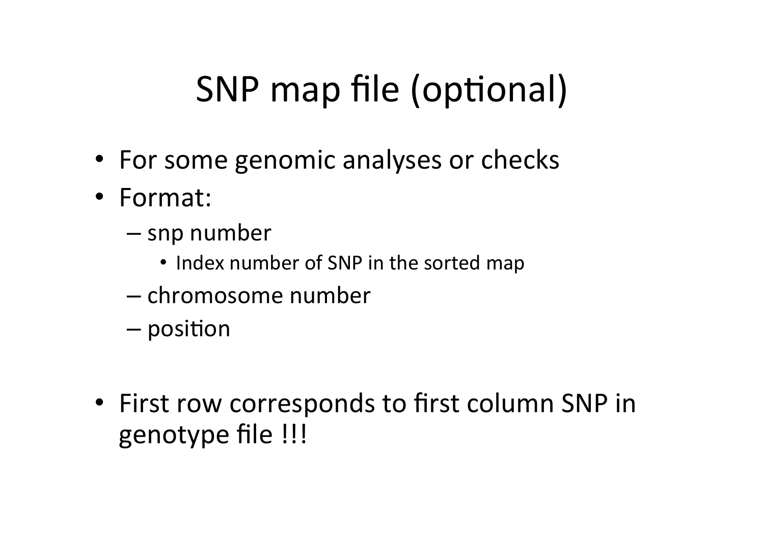# SNP map file (optional)

- For some genomic analyses or checks
- Format:
  - snp number
    - Index number of SNP in the sorted map
  - chromosome number
  - position

- First row corresponds to first column SNP in genotype file !!!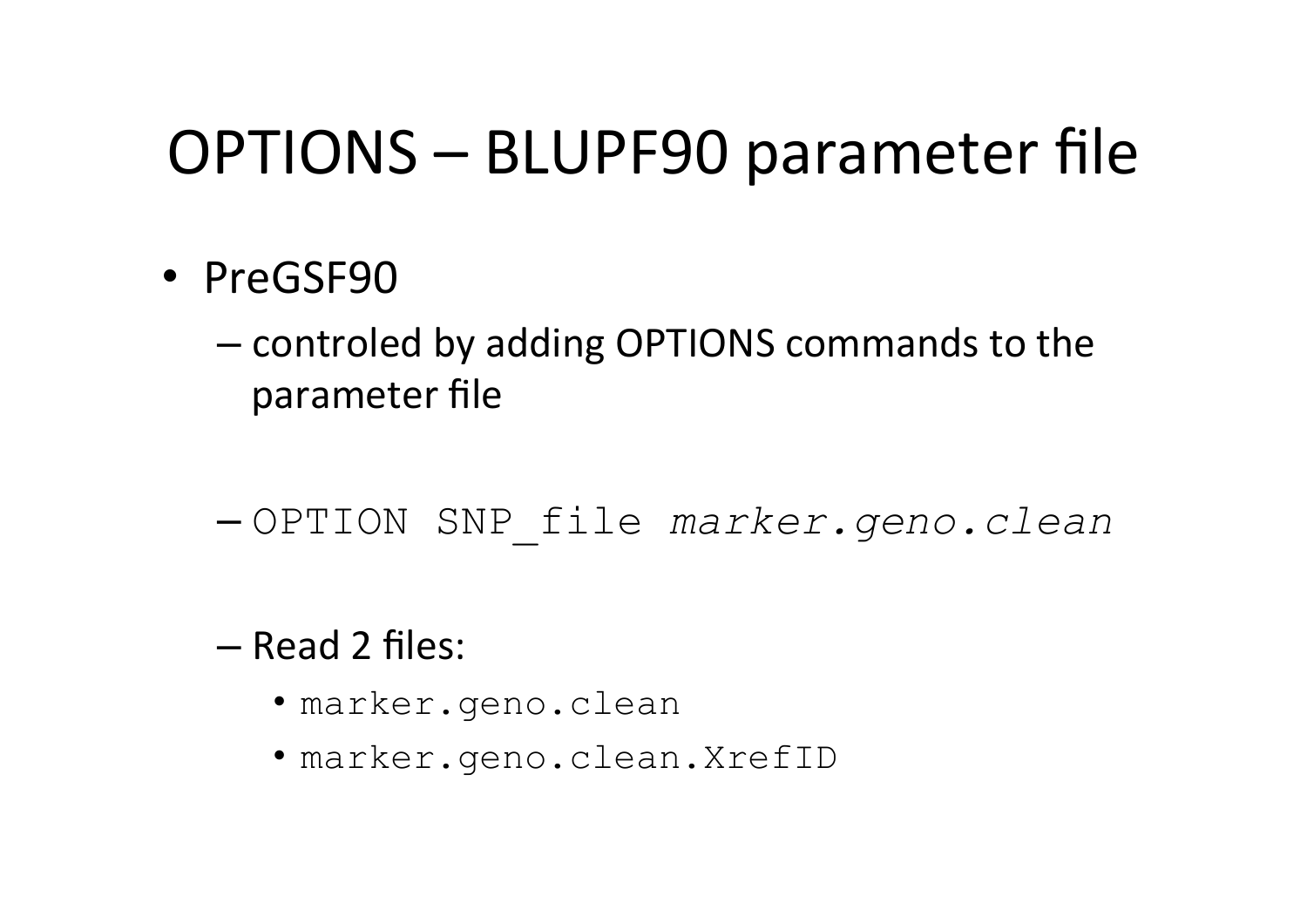# OPTIONS – BLUPF90 parameter file

- PreGSF90
  - controled by adding OPTIONS commands to the parameter file
  - `OPTION SNP_file` *`marker.geno.clean`*
  - Read 2 files:
    - `marker.geno.clean`
    - `marker.geno.clean.XrefID`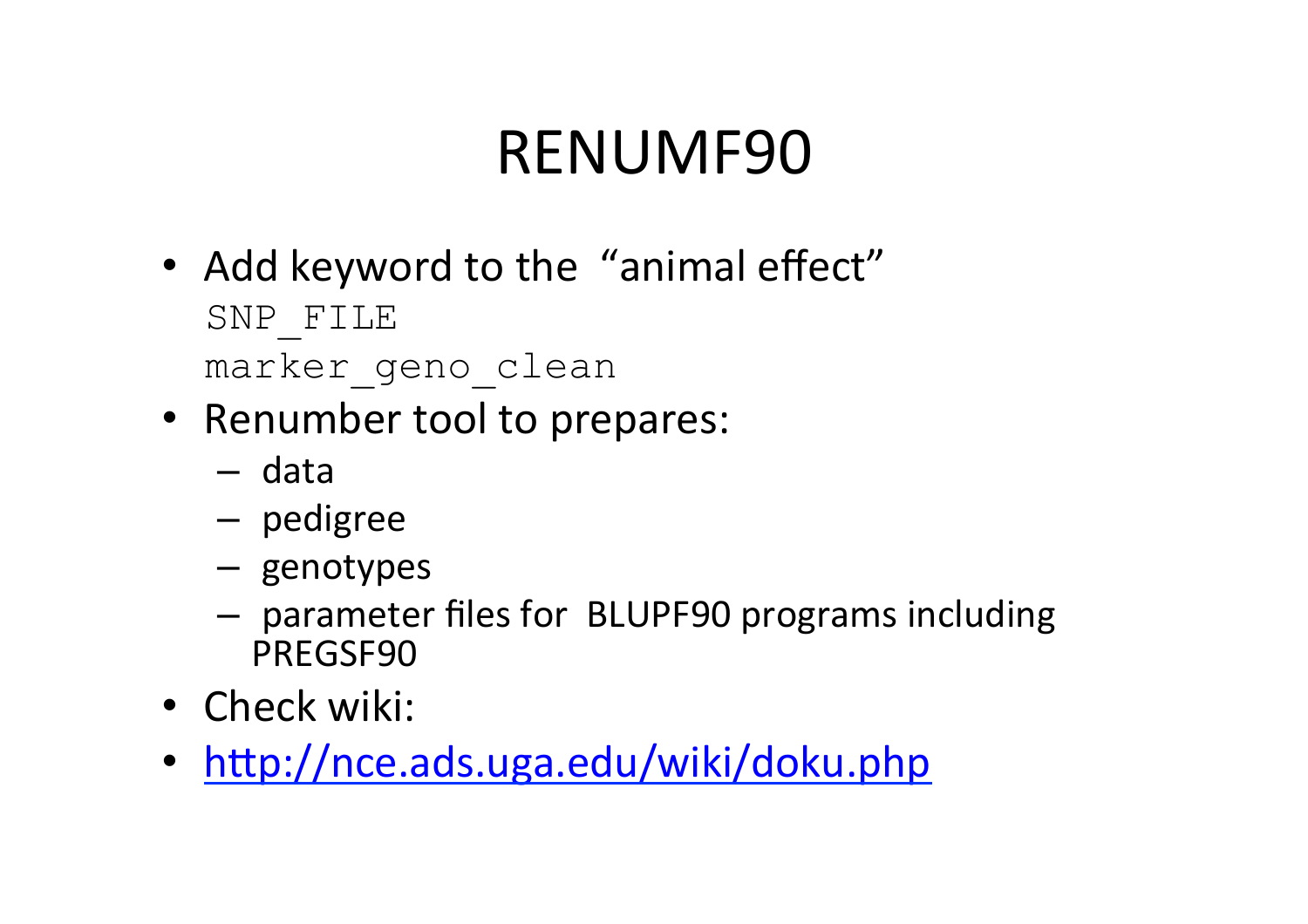# RENUMF90

- Add keyword to the "animal effect"

```
SNP_FILE
marker_geno_clean
```

- Renumber tool to prepares:
  - data
  - pedigree
  - genotypes
  - parameter files for BLUPF90 programs including PREGSF90
- Check wiki:
- [http://nce.ads.uga.edu/wiki/doku.php](http://nce.ads.uga.edu/wiki/doku.php)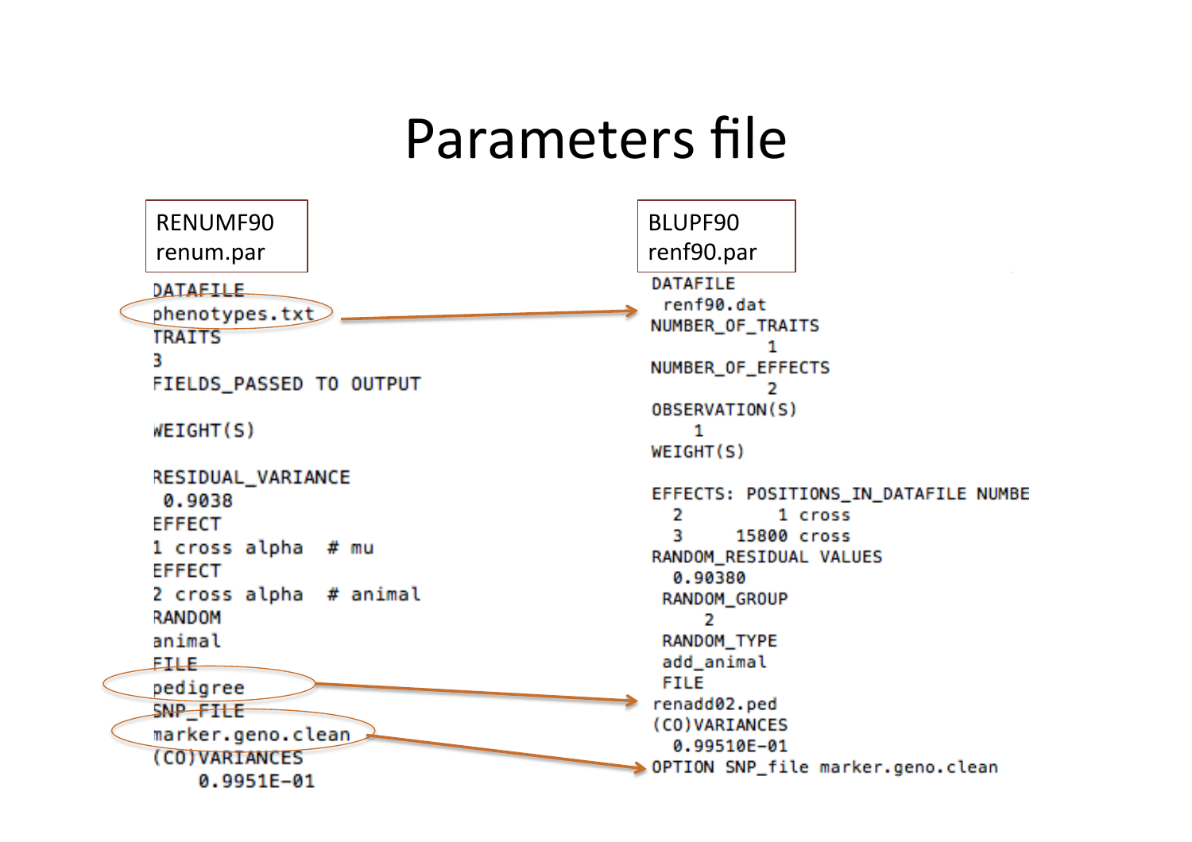# Parameters file

**RENUMF90**
renum.par

```
DATAFILE
phenotypes.txt
TRAITS
3
FIELDS_PASSED TO OUTPUT

WEIGHT(S)

RESIDUAL_VARIANCE
 0.9038
EFFECT
1 cross alpha  # mu
EFFECT
2 cross alpha  # animal
RANDOM
animal
FILE
pedigree
SNP_FILE
marker.geno.clean
(CO)VARIANCES
    0.9951E-01
```

**BLUPF90**
renf90.par

```
DATAFILE
 renf90.dat
NUMBER_OF_TRAITS
           1
NUMBER_OF_EFFECTS
           2
OBSERVATION(S)
    1
WEIGHT(S)

EFFECTS: POSITIONS_IN_DATAFILE NUMBE
  2         1 cross
  3     15800 cross
RANDOM_RESIDUAL VALUES
  0.90380
 RANDOM_GROUP
     2
 RANDOM_TYPE
 add_animal
 FILE
renadd02.ped
(CO)VARIANCES
  0.99510E-01
OPTION SNP_file marker.geno.clean
```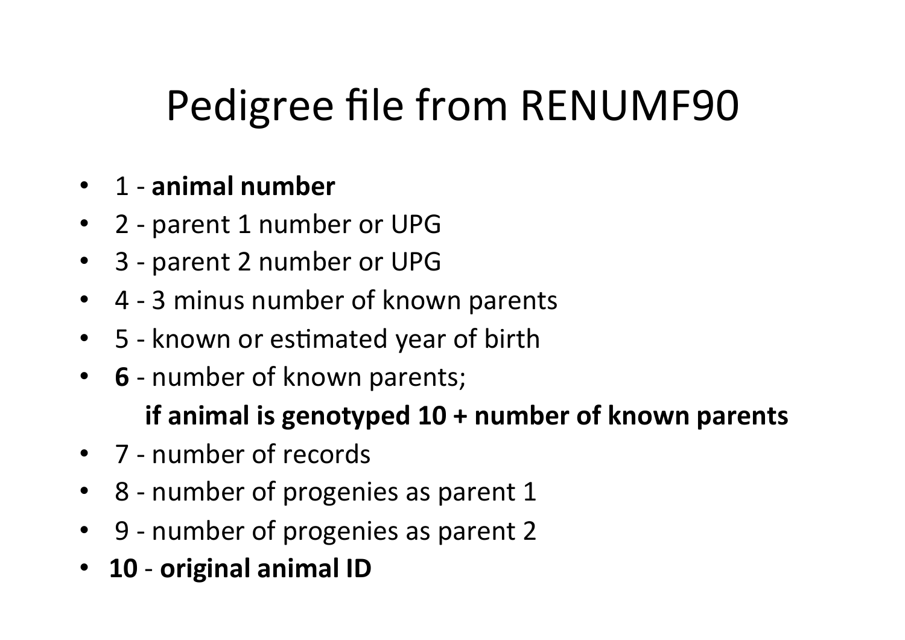# Pedigree file from RENUMF90

- 1 - **animal number**
- 2 - parent 1 number or UPG
- 3 - parent 2 number or UPG
- 4 - 3 minus number of known parents
- 5 - known or estimated year of birth
- **6** - number of known parents;
  **if animal is genotyped 10 + number of known parents**
- 7 - number of records
- 8 - number of progenies as parent 1
- 9 - number of progenies as parent 2
- **10** - **original animal ID**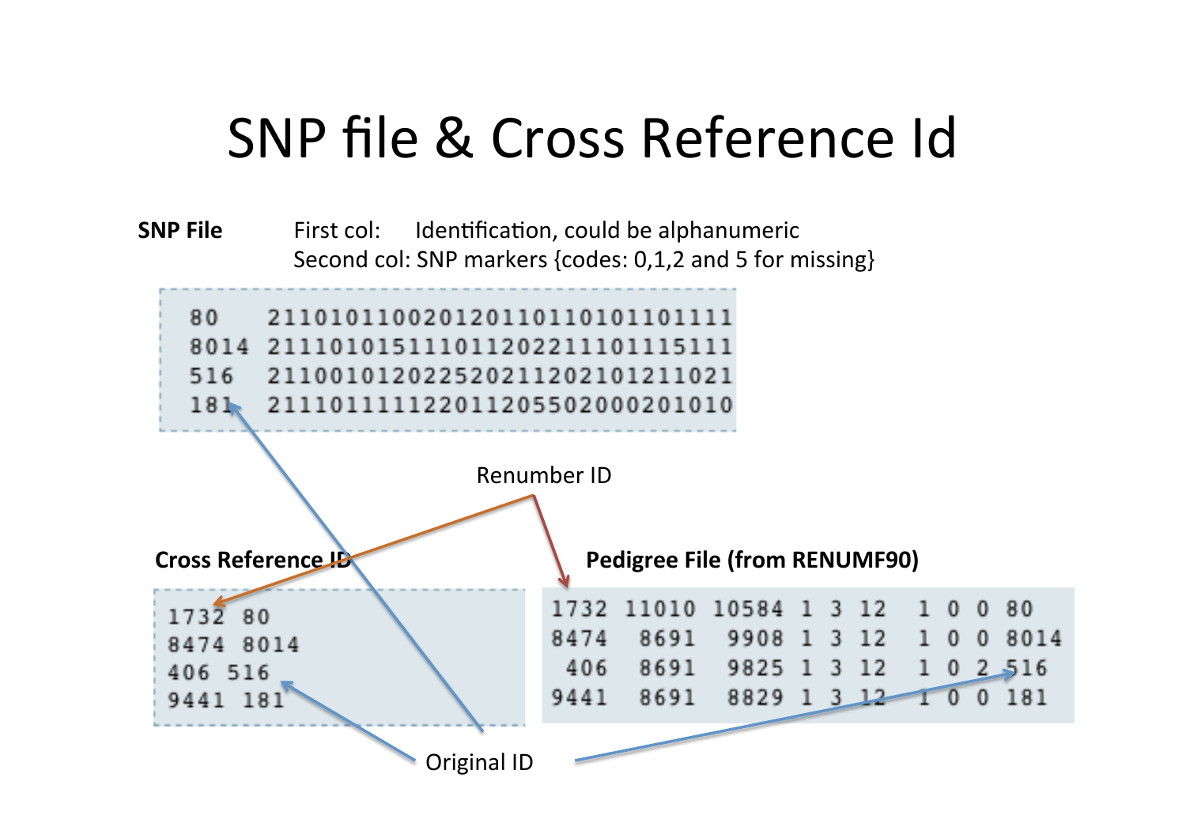# SNP file & Cross Reference Id

**SNP File**

First col: Identification, could be alphanumeric

Second col: SNP markers {codes: 0,1,2 and 5 for missing}

```
80   21101011002012011011010110111​1
8014 211101015111011202211101115111
516  211001012022520211202101211021
181  211101111122011205502000201010
```

Renumber ID

**Cross Reference ID**

```
1732 80
8474 8014
406  516
9441 181
```

**Pedigree File (from RENUMF90)**

```
1732 11010 10584 1 3 12  1 0 0 80
8474  8691  9908 1 3 12  1 0 0 8014
 406  8691  9825 1 3 12  1 0 2 516
9441  8691  8829 1 3 12  1 0 0 181
```

Original ID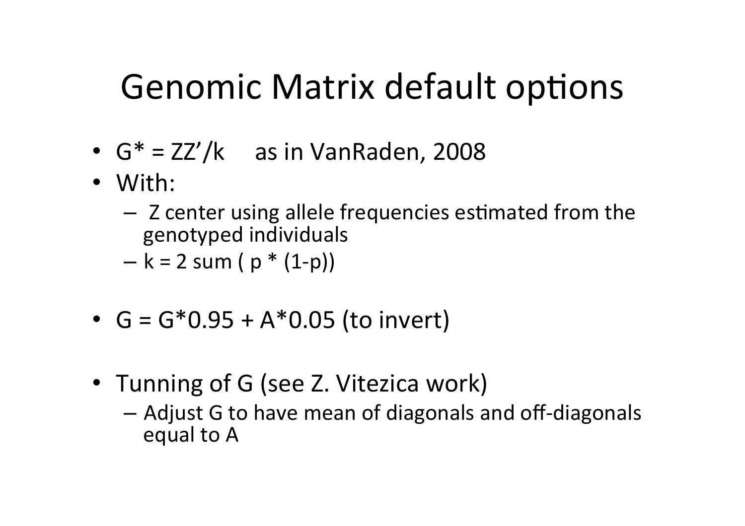# Genomic Matrix default options

- $G^* = ZZ'/k$     as in VanRaden, 2008
- With:
  - Z center using allele frequencies estimated from the genotyped individuals
  - $k = 2 \text{ sum } ( p * (1-p))$

- $G = G^*0.95 + A^*0.05$ (to invert)

- Tunning of G (see Z. Vitezica work)
  - Adjust G to have mean of diagonals and off-diagonals equal to A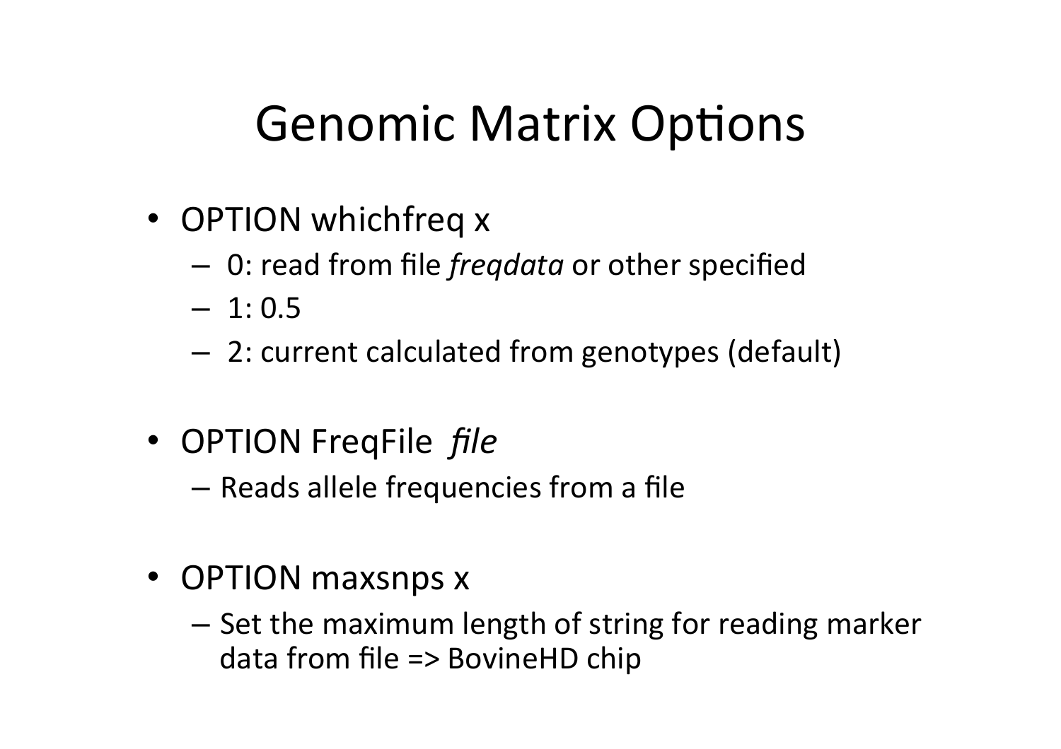# Genomic Matrix Options

- OPTION whichfreq x
  - 0: read from file *freqdata* or other specified
  - 1: 0.5
  - 2: current calculated from genotypes (default)

- OPTION FreqFile *file*
  - Reads allele frequencies from a file

- OPTION maxsnps x
  - Set the maximum length of string for reading marker data from file => BovineHD chip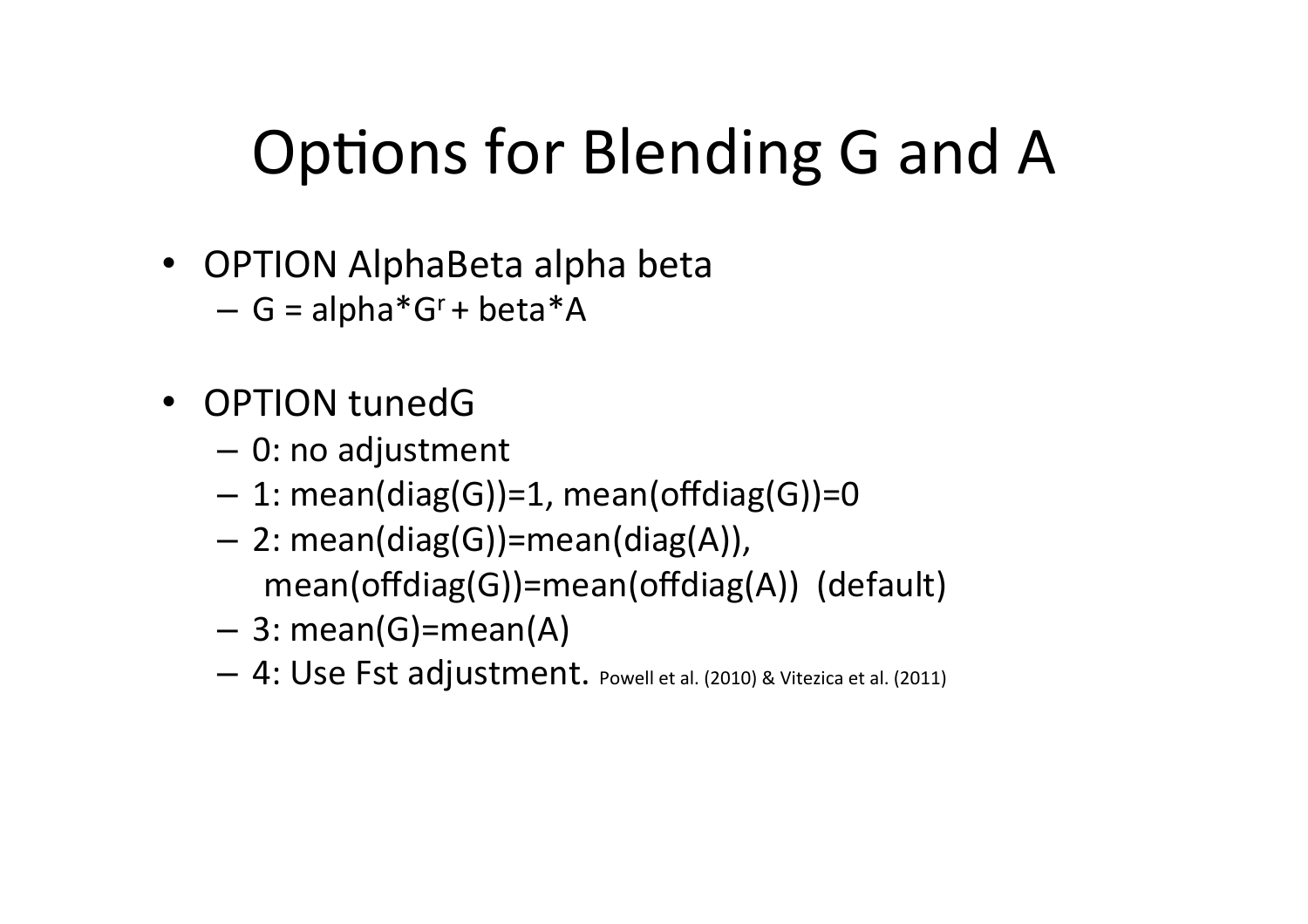# Options for Blending G and A

- OPTION AlphaBeta alpha beta
  - G = alpha*$G^r$ + beta*A

- OPTION tunedG
  - 0: no adjustment
  - 1: mean(diag(G))=1, mean(offdiag(G))=0
  - 2: mean(diag(G))=mean(diag(A)), mean(offdiag(G))=mean(offdiag(A)) (default)
  - 3: mean(G)=mean(A)
  - 4: Use Fst adjustment. Powell et al. (2010) & Vitezica et al. (2011)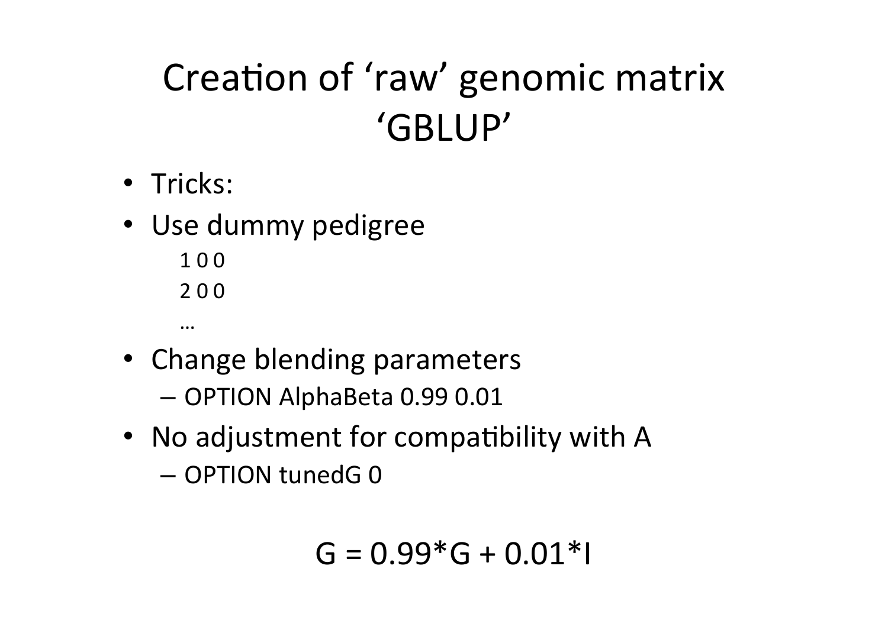# Creation of 'raw' genomic matrix 'GBLUP'

- Tricks:
- Use dummy pedigree

```
1 0 0
2 0 0
…
```

- Change blending parameters
  - OPTION AlphaBeta 0.99 0.01
- No adjustment for compatibility with A
  - OPTION tunedG 0

$$G = 0.99*G + 0.01*I$$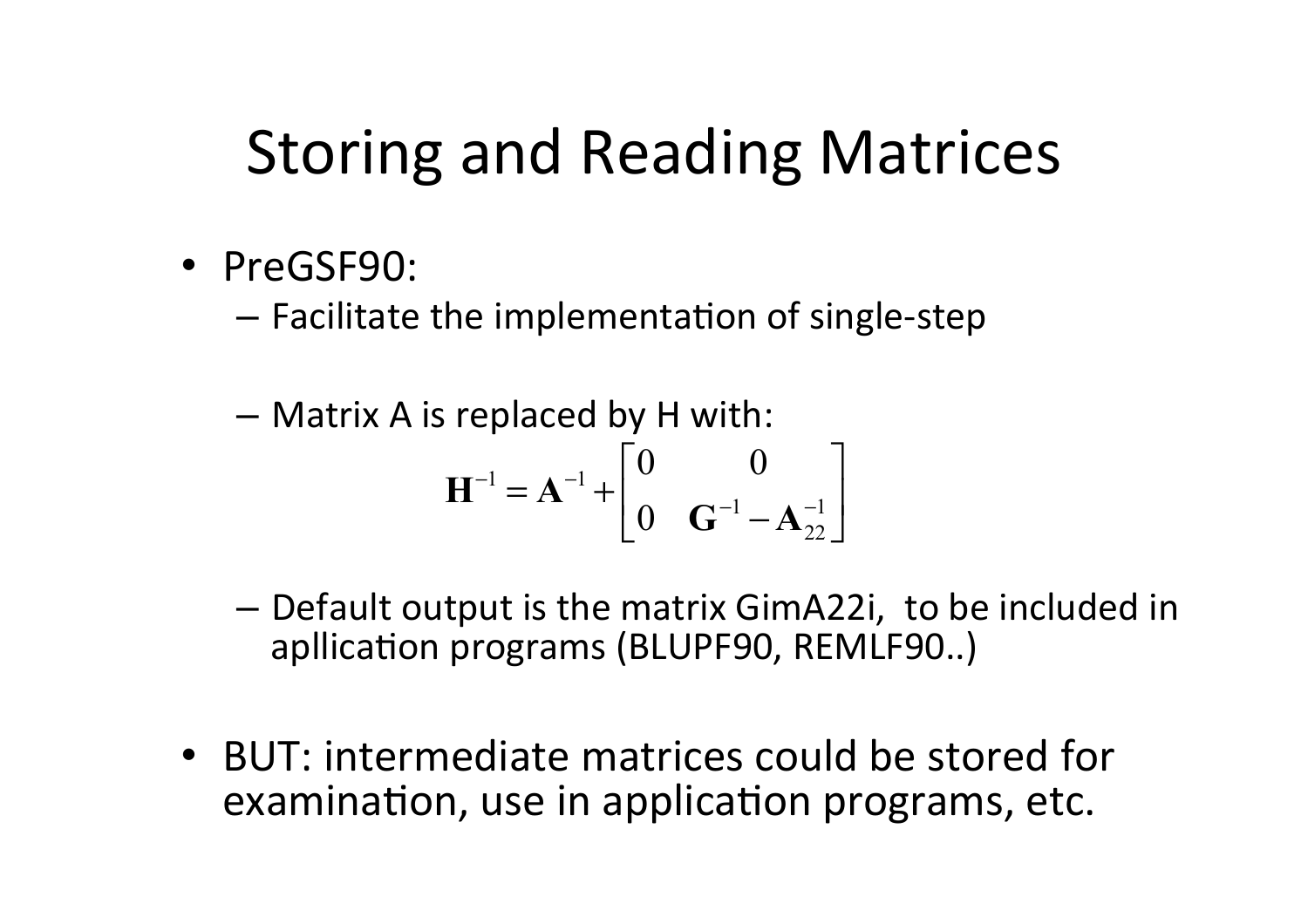# Storing and Reading Matrices

- PreGSF90:
  - Facilitate the implementation of single-step
  - Matrix A is replaced by H with:

$$\mathbf{H}^{-1} = \mathbf{A}^{-1} + \begin{bmatrix} 0 & 0 \\ 0 & \mathbf{G}^{-1} - \mathbf{A}_{22}^{-1} \end{bmatrix}$$

  - Default output is the matrix GimA22i, to be included in apllication programs (BLUPF90, REMLF90..)

- BUT: intermediate matrices could be stored for examination, use in application programs, etc.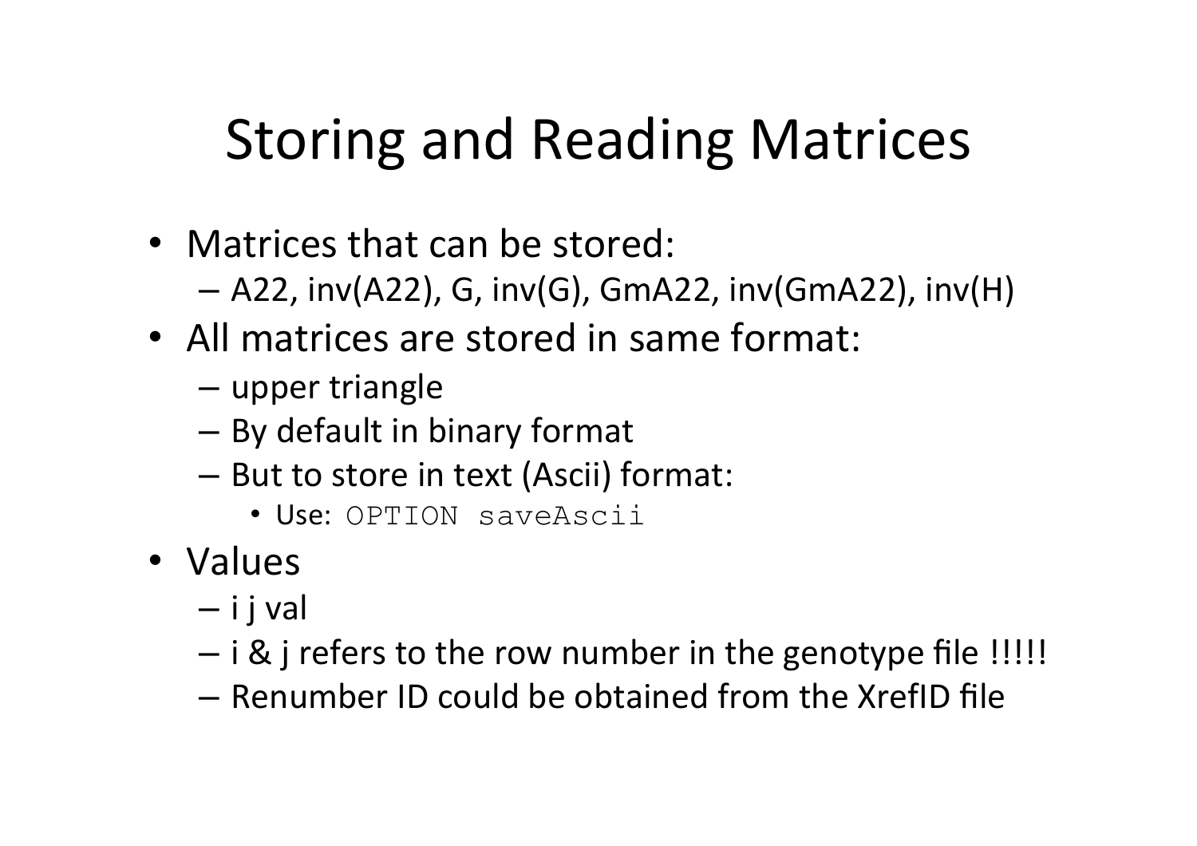# Storing and Reading Matrices

- Matrices that can be stored:
  - A22, inv(A22), G, inv(G), GmA22, inv(GmA22), inv(H)
- All matrices are stored in same format:
  - upper triangle
  - By default in binary format
  - But to store in text (Ascii) format:
    - Use: `OPTION saveAscii`
- Values
  - i j val
  - i & j refers to the row number in the genotype file !!!!!
  - Renumber ID could be obtained from the XrefID file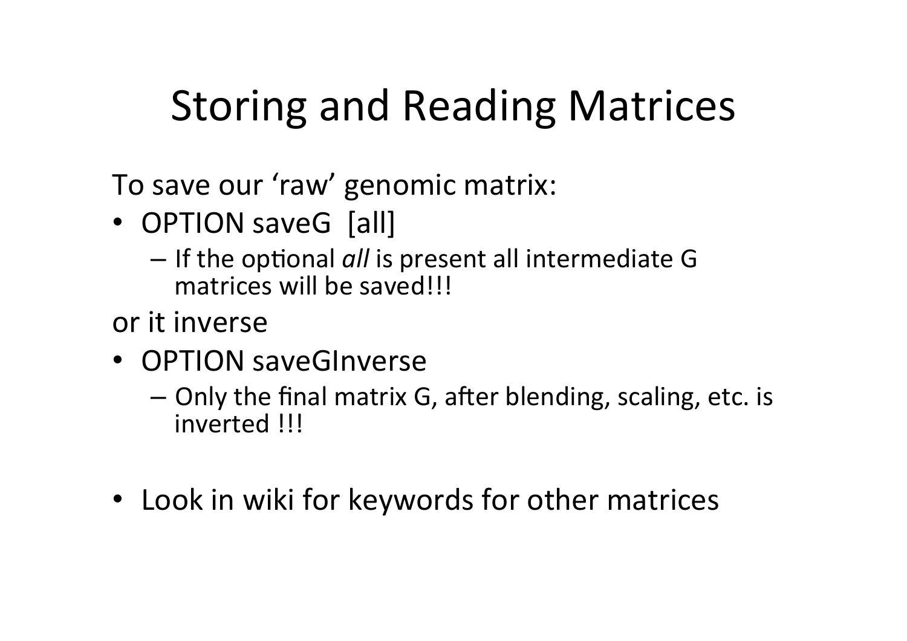# Storing and Reading Matrices

To save our 'raw' genomic matrix:

- OPTION saveG  [all]
  - If the optional *all* is present all intermediate G matrices will be saved!!!

or it inverse

- OPTION saveGInverse
  - Only the final matrix G, after blending, scaling, etc. is inverted !!!

- Look in wiki for keywords for other matrices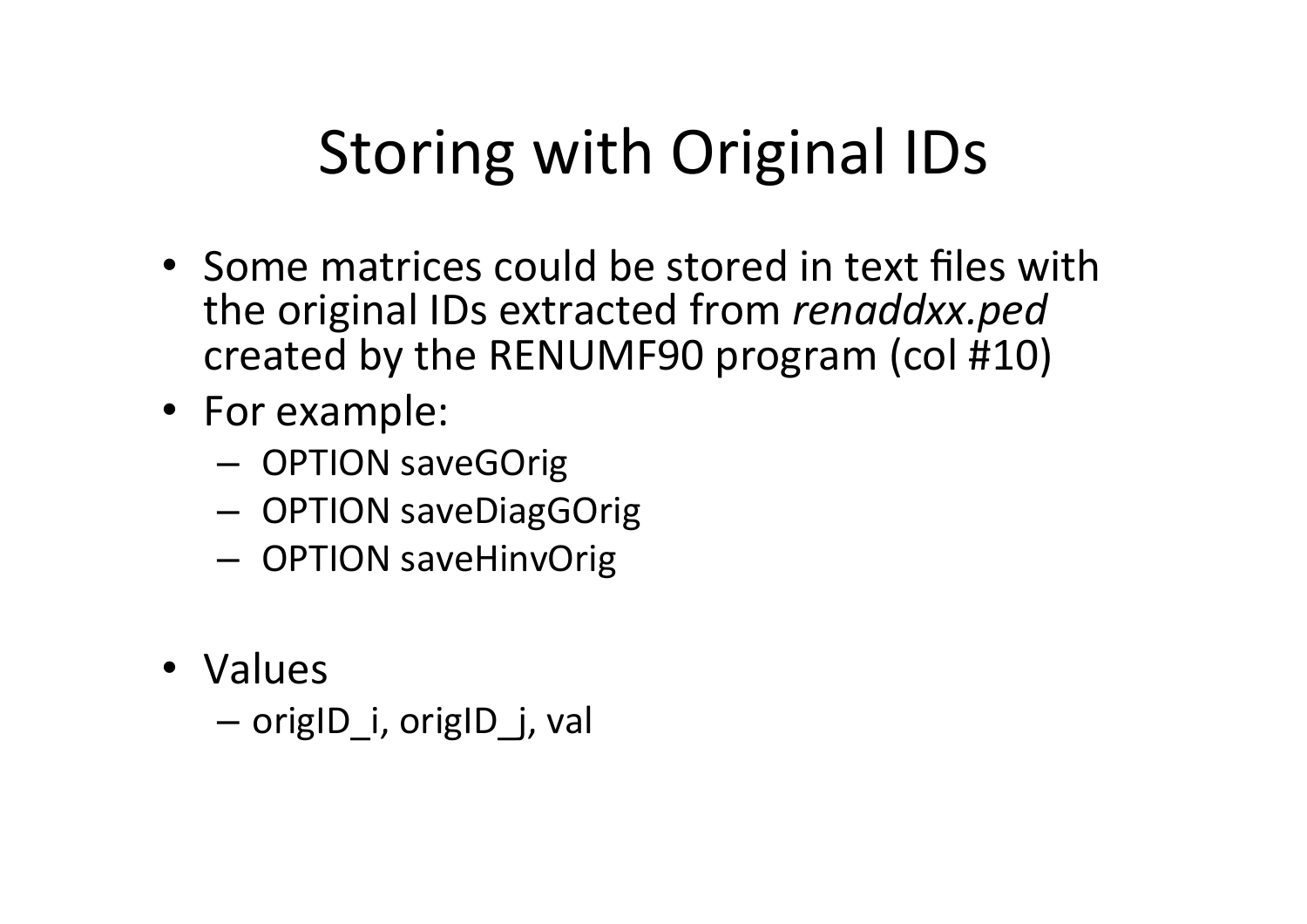# Storing with Original IDs

- Some matrices could be stored in text files with the original IDs extracted from *renaddxx.ped* created by the RENUMF90 program (col #10)
- For example:
  - OPTION saveGOrig
  - OPTION saveDiagGOrig
  - OPTION saveHinvOrig

- Values
  - origID_i, origID_j, val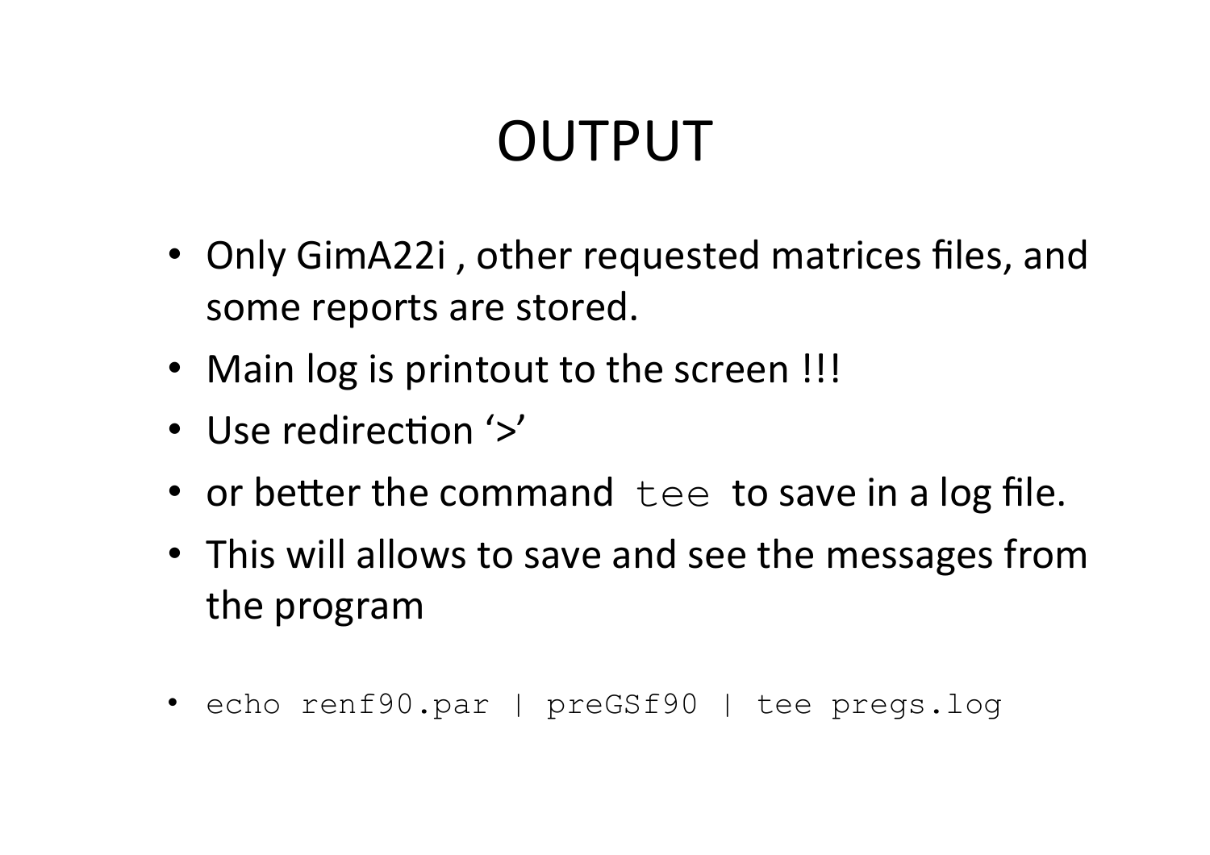# OUTPUT

- Only GimA22i , other requested matrices files, and some reports are stored.
- Main log is printout to the screen !!!
- Use redirection '>'
- or better the command `tee` to save in a log file.
- This will allows to save and see the messages from the program

- `echo renf90.par | preGSf90 | tee pregs.log`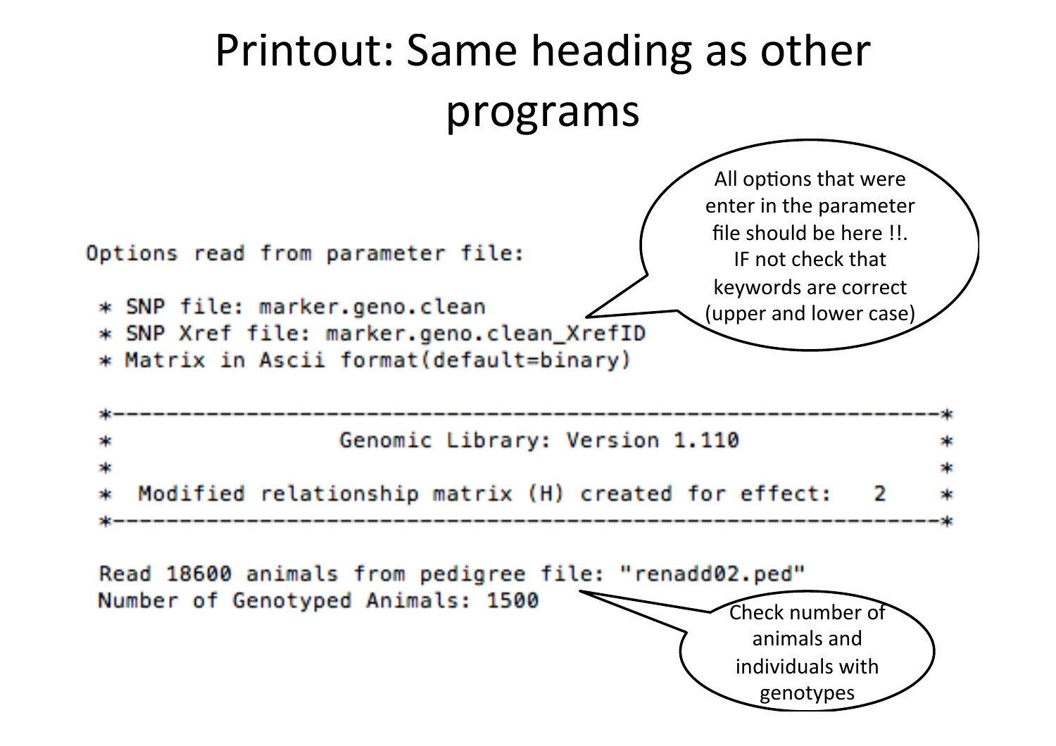# Printout: Same heading as other programs

```
Options read from parameter file:

 * SNP file: marker.geno.clean
 * SNP Xref file: marker.geno.clean_XrefID
 * Matrix in Ascii format(default=binary)

 *---------------------------------------------------------------*
 *                Genomic Library: Version 1.110                 *
 *                                                               *
 *  Modified relationship matrix (H) created for effect:   2    *
 *---------------------------------------------------------------*

 Read 18600 animals from pedigree file: "renadd02.ped"
 Number of Genotyped Animals: 1500
```

All options that were enter in the parameter file should be here !!. IF not check that keywords are correct (upper and lower case)

Check number of animals and individuals with genotypes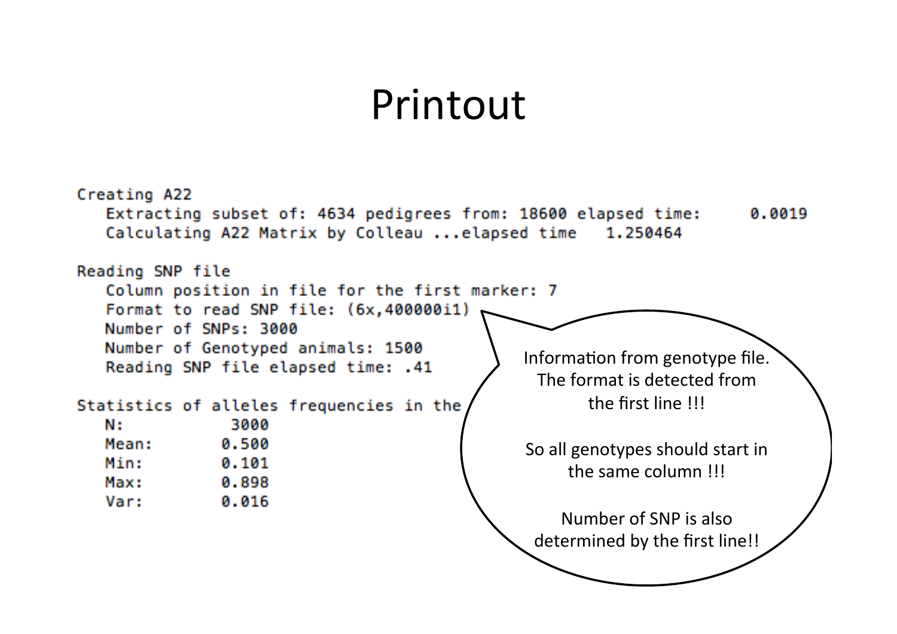# Printout

```
Creating A22
   Extracting subset of: 4634 pedigrees from: 18600 elapsed time:     0.0019
   Calculating A22 Matrix by Colleau ...elapsed time   1.250464

Reading SNP file
   Column position in file for the first marker: 7
   Format to read SNP file: (6x,400000i1)
   Number of SNPs: 3000
   Number of Genotyped animals: 1500
   Reading SNP file elapsed time: .41

Statistics of alleles frequencies in the
   N:          3000
   Mean:       0.500
   Min:        0.101
   Max:        0.898
   Var:        0.016
```

Information from genotype file. The format is detected from the first line !!!

So all genotypes should start in the same column !!!

Number of SNP is also determined by the first line!!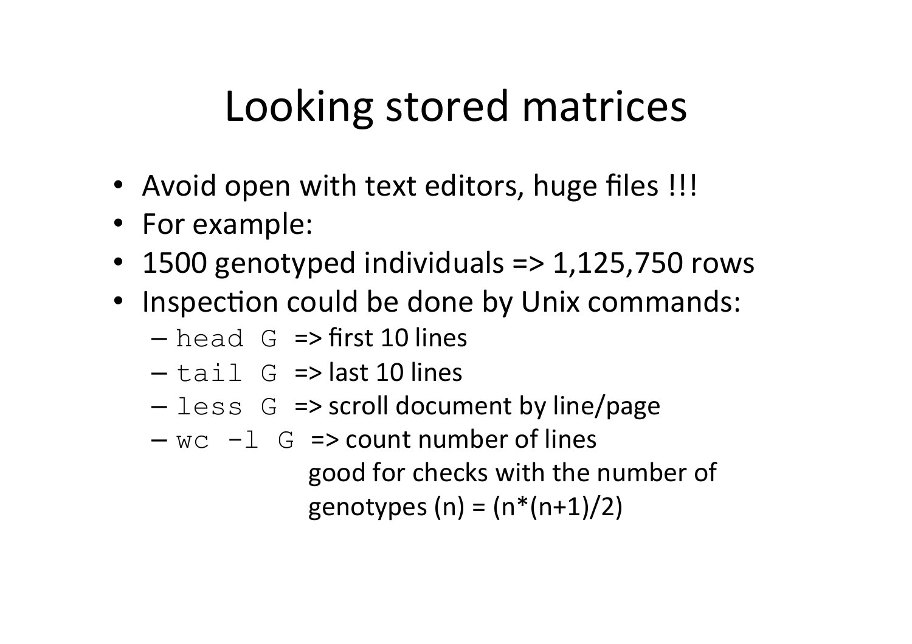# Looking stored matrices

- Avoid open with text editors, huge files !!!
- For example:
- 1500 genotyped individuals => 1,125,750 rows
- Inspection could be done by Unix commands:
  - `head G` => first 10 lines
  - `tail G` => last 10 lines
  - `less G` => scroll document by line/page
  - `wc -l G` => count number of lines
    good for checks with the number of
    genotypes (n) = (n*(n+1)/2)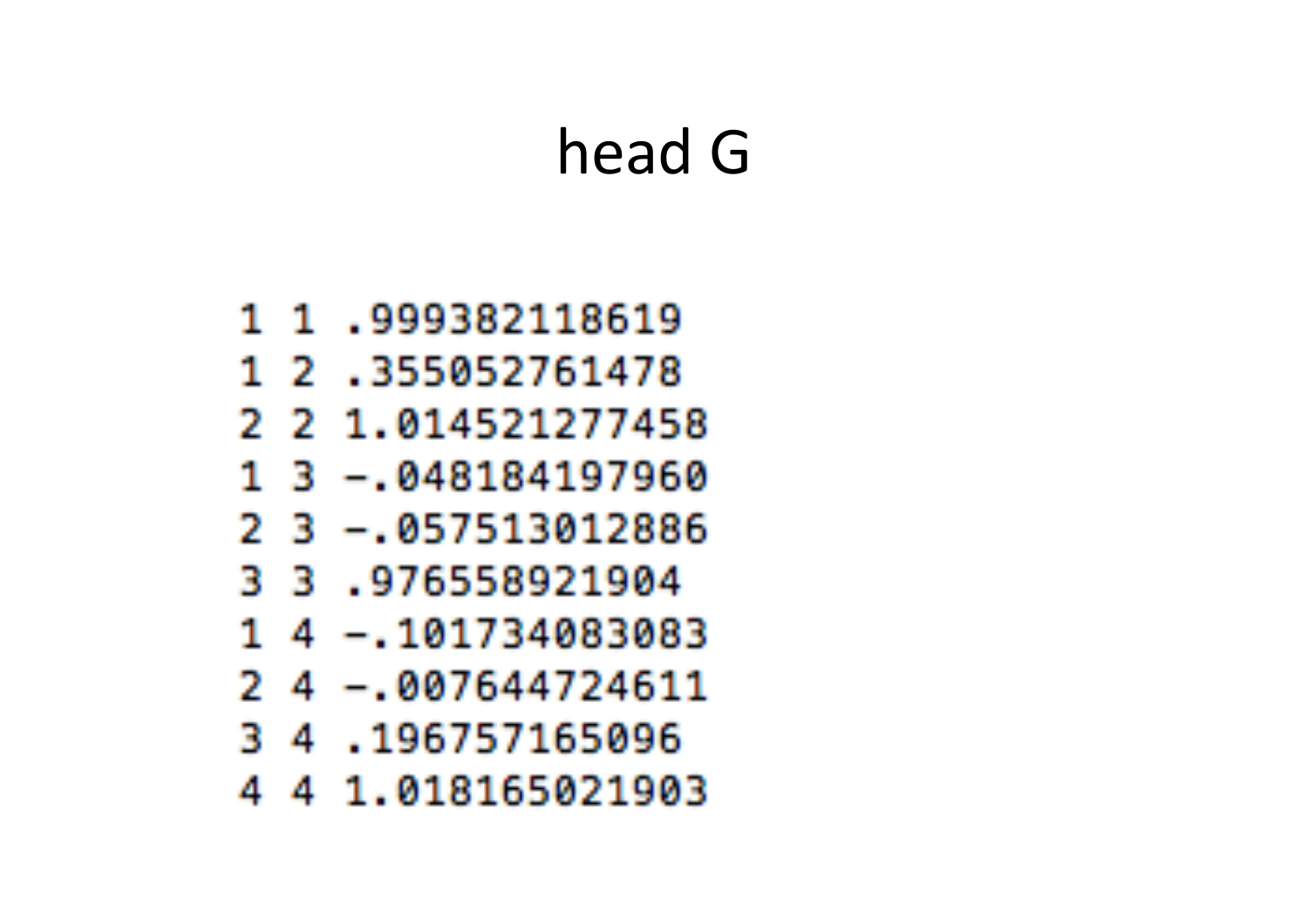# head G

```
1 1 .999382118619
1 2 .355052761478
2 2 1.014521277458
1 3 -.048184197960
2 3 -.057513012886
3 3 .976558921904
1 4 -.101734083083
2 4 -.007644724611
3 4 .196757165096
4 4 1.018165021903
```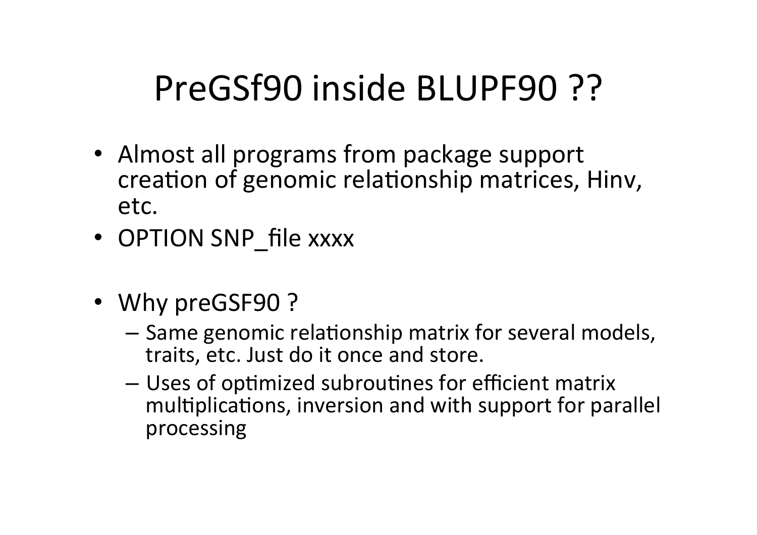# PreGSf90 inside BLUPF90 ??

- Almost all programs from package support creation of genomic relationship matrices, Hinv, etc.
- OPTION SNP_file xxxx

- Why preGSF90 ?
  - Same genomic relationship matrix for several models, traits, etc. Just do it once and store.
  - Uses of optimized subroutines for efficient matrix multiplications, inversion and with support for parallel processing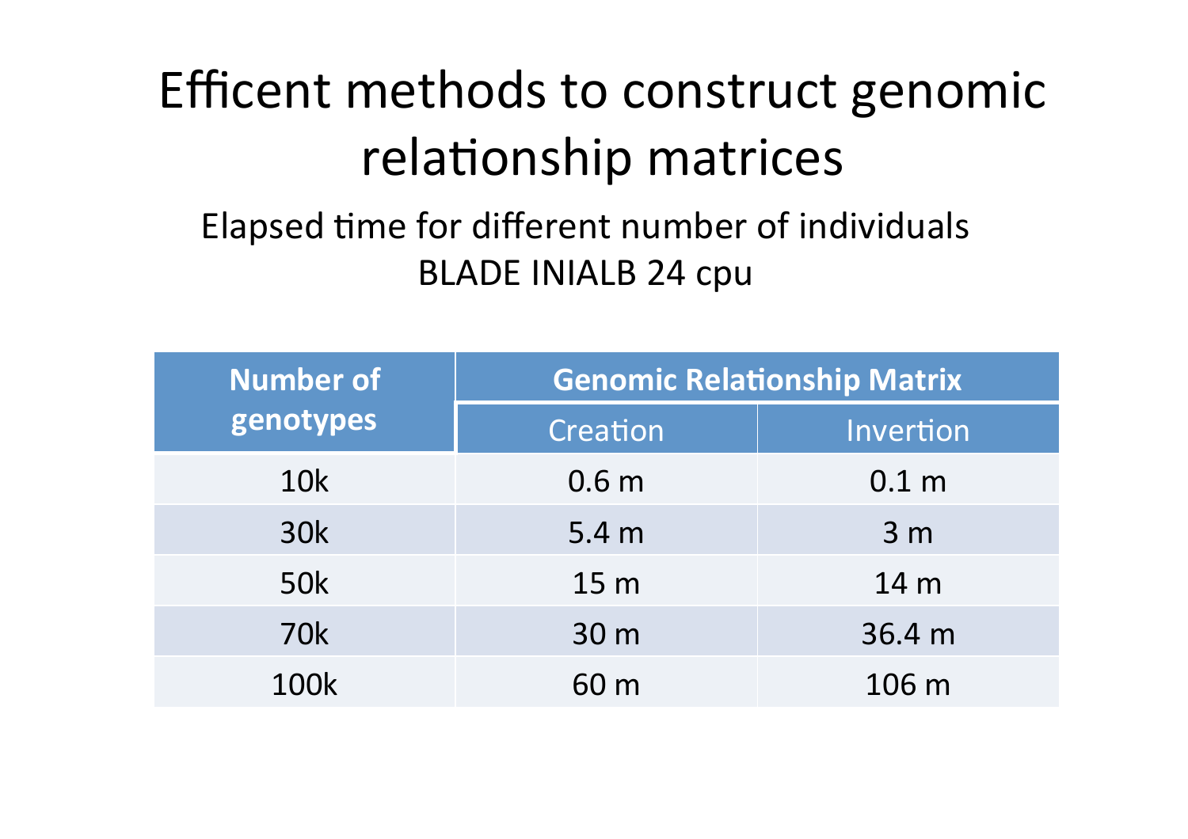# Efficent methods to construct genomic relationship matrices

Elapsed time for different number of individuals
BLADE INIALB 24 cpu

| Number of genotypes | Genomic Relationship Matrix | |
|---|---|---|
| | Creation | Invertion |
| 10k | 0.6 m | 0.1 m |
| 30k | 5.4 m | 3 m |
| 50k | 15 m | 14 m |
| 70k | 30 m | 36.4 m |
| 100k | 60 m | 106 m |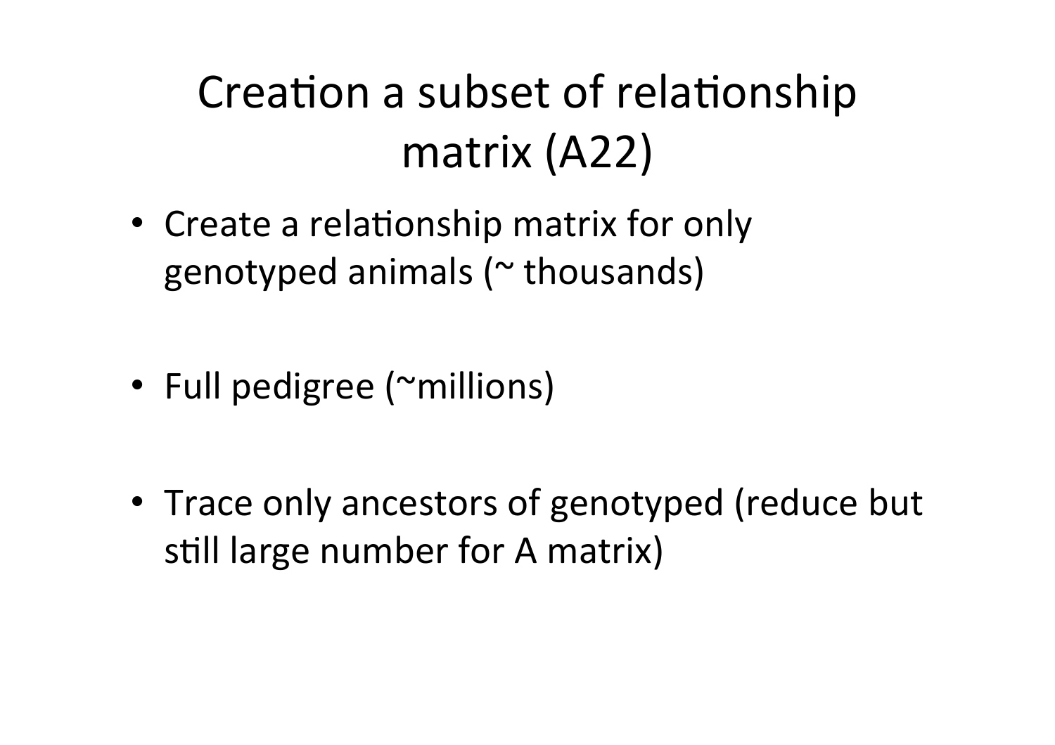# Creation a subset of relationship matrix (A22)

- Create a relationship matrix for only genotyped animals (~ thousands)
- Full pedigree (~millions)
- Trace only ancestors of genotyped (reduce but still large number for A matrix)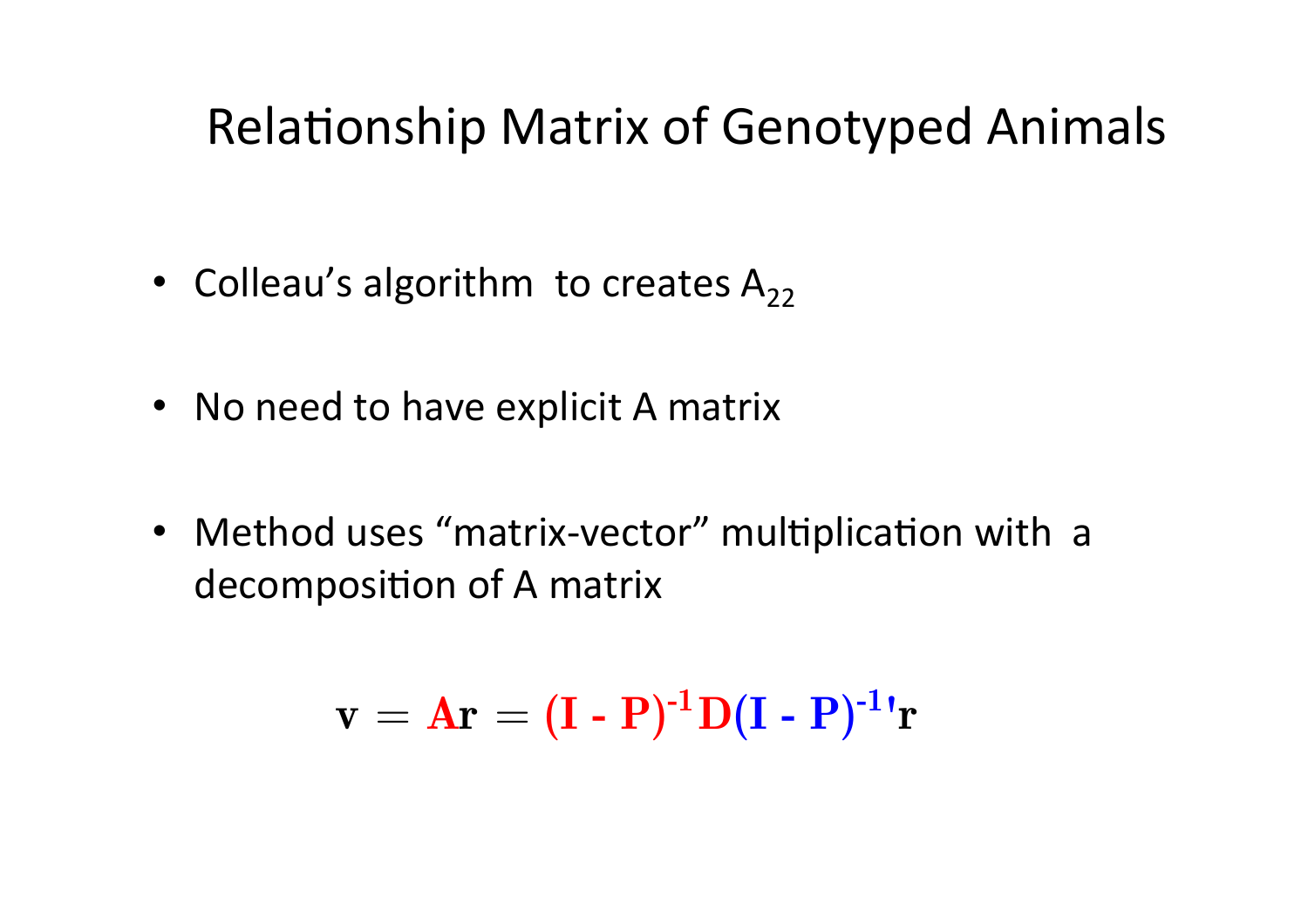# Relationship Matrix of Genotyped Animals

- Colleau's algorithm to creates $A_{22}$
- No need to have explicit A matrix
- Method uses "matrix-vector" multiplication with a decomposition of A matrix

$$\mathbf{v} = \mathbf{A}\mathbf{r} = (\mathbf{I} - \mathbf{P})^{-1}\mathbf{D}(\mathbf{I} - \mathbf{P})^{-1\prime}\mathbf{r}$$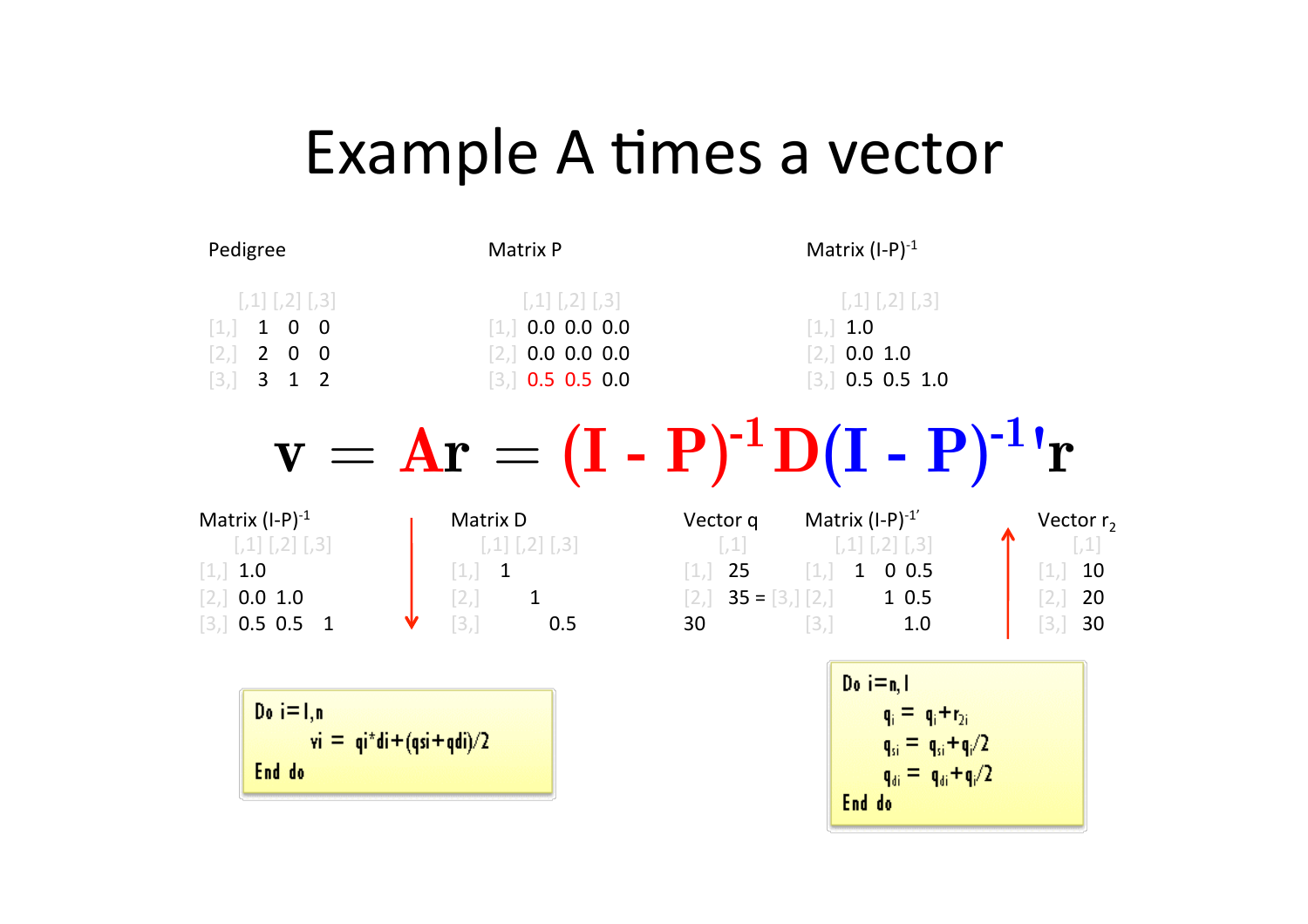# Example A times a vector

**Pedigree**

| | [,1] | [,2] | [,3] |
|---|---|---|---|
| [1,] | 1 | 0 | 0 |
| [2,] | 2 | 0 | 0 |
| [3,] | 3 | 1 | 2 |

**Matrix P**

| | [,1] | [,2] | [,3] |
|---|---|---|---|
| [1,] | 0.0 | 0.0 | 0.0 |
| [2,] | 0.0 | 0.0 | 0.0 |
| [3,] | 0.5 | 0.5 | 0.0 |

**Matrix $(I-P)^{-1}$**

| | [,1] | [,2] | [,3] |
|---|---|---|---|
| [1,] | 1.0 | | |
| [2,] | 0.0 | 1.0 | |
| [3,] | 0.5 | 0.5 | 1.0 |

$$\mathbf{v} = \mathbf{A}\mathbf{r} = (\mathbf{I} - \mathbf{P})^{-1}\mathbf{D}(\mathbf{I} - \mathbf{P})^{-1\prime}\mathbf{r}$$

**Matrix $(I-P)^{-1}$**

| | [,1] | [,2] | [,3] |
|---|---|---|---|
| [1,] | 1.0 | | |
| [2,] | 0.0 | 1.0 | |
| [3,] | 0.5 | 0.5 | 1 |

**Matrix D**

| | [,1] | [,2] | [,3] |
|---|---|---|---|
| [1,] | 1 | | |
| [2,] | | 1 | |
| [3,] | | | 0.5 |

**Vector q**

| | [,1] |
|---|---|
| [1,] | 25 |
| [2,] | 35 |
| [3,] | 30 |

=

**Matrix $(I-P)^{-1\prime}$**

| | [,1] | [,2] | [,3] |
|---|---|---|---|
| [1,] | 1 | 0 | 0.5 |
| [2,] | | 1 | 0.5 |
| [3,] | | | 1.0 |

**Vector $r_2$**

| | [,1] |
|---|---|
| [1,] | 10 |
| [2,] | 20 |
| [3,] | 30 |

```
Do i=1,n
    vi = qi*di+(qsi+qdi)/2
End do
```

```
Do i=n,1
    q_i = q_i+r_2i
    q_si = q_si+q_i/2
    q_di = q_di+q_i/2
End do
```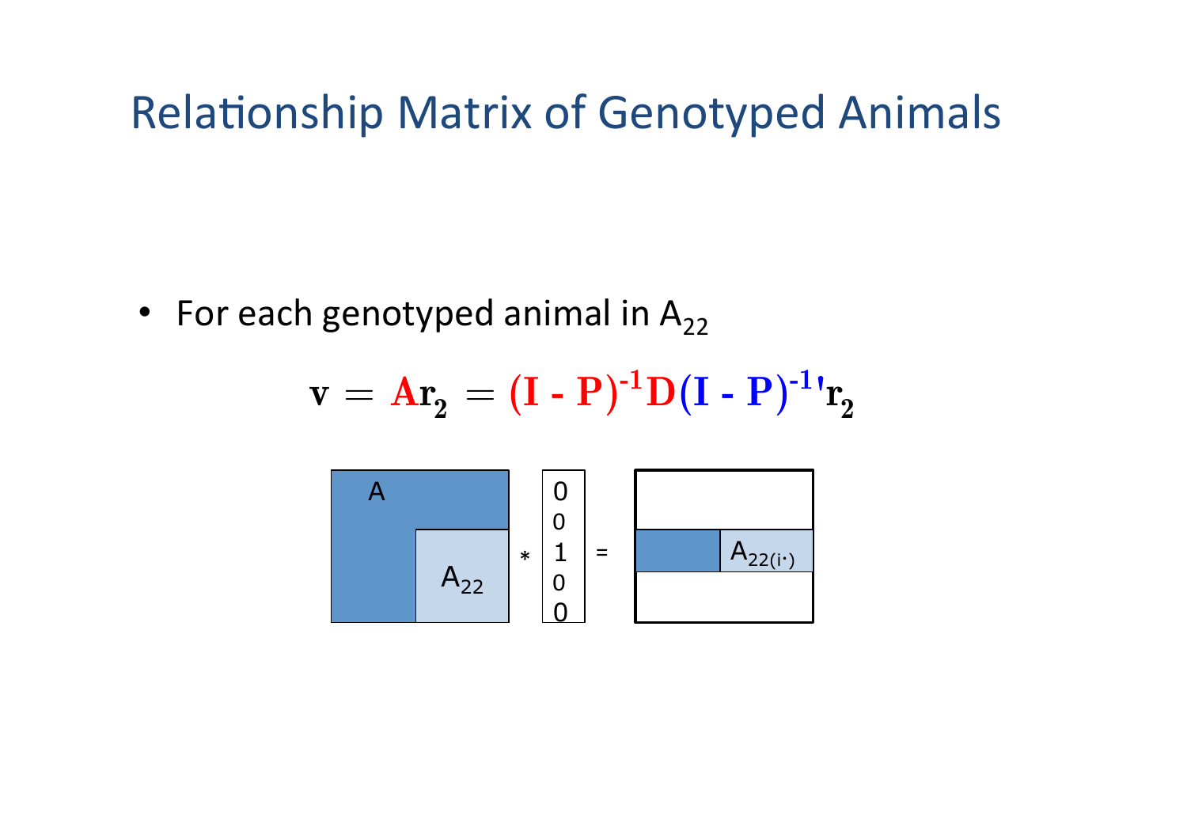# Relationship Matrix of Genotyped Animals

- For each genotyped animal in $A_{22}$

$$\mathbf{v} = \mathbf{A}\mathbf{r_2} = (\mathbf{I} - \mathbf{P})^{-1}\mathbf{D}(\mathbf{I} - \mathbf{P})^{-1\prime}\mathbf{r_2}$$

$$\begin{bmatrix} A & \\ & A_{22} \end{bmatrix} * \begin{bmatrix} 0 \\ 0 \\ 1 \\ 0 \\ 0 \end{bmatrix} = \begin{bmatrix} \\ \quad A_{22(i\cdot)} \\ \\ \end{bmatrix}$$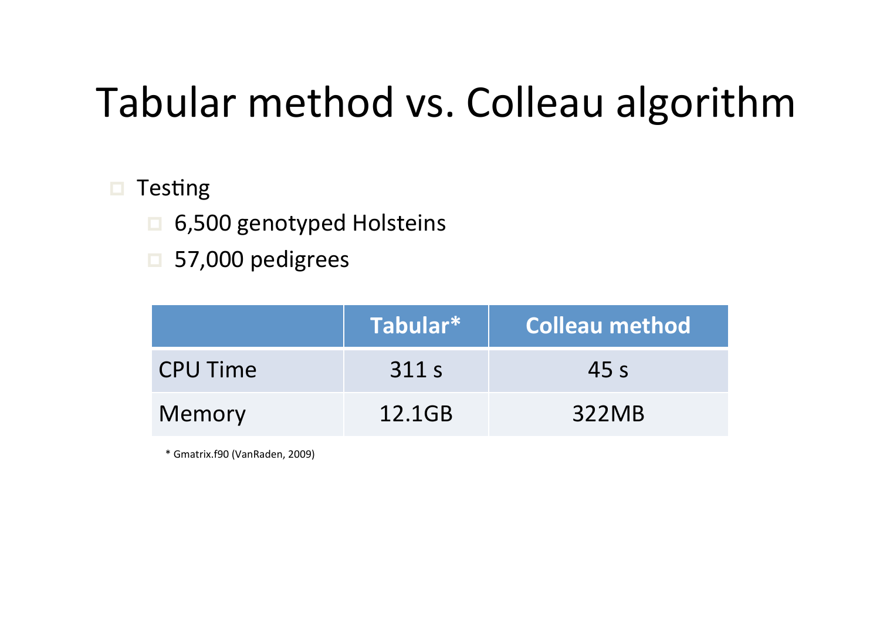# Tabular method vs. Colleau algorithm

- Testing
  - 6,500 genotyped Holsteins
  - 57,000 pedigrees

| | Tabular* | Colleau method |
|---|---|---|
| CPU Time | 311 s | 45 s |
| Memory | 12.1GB | 322MB |

* Gmatrix.f90 (VanRaden, 2009)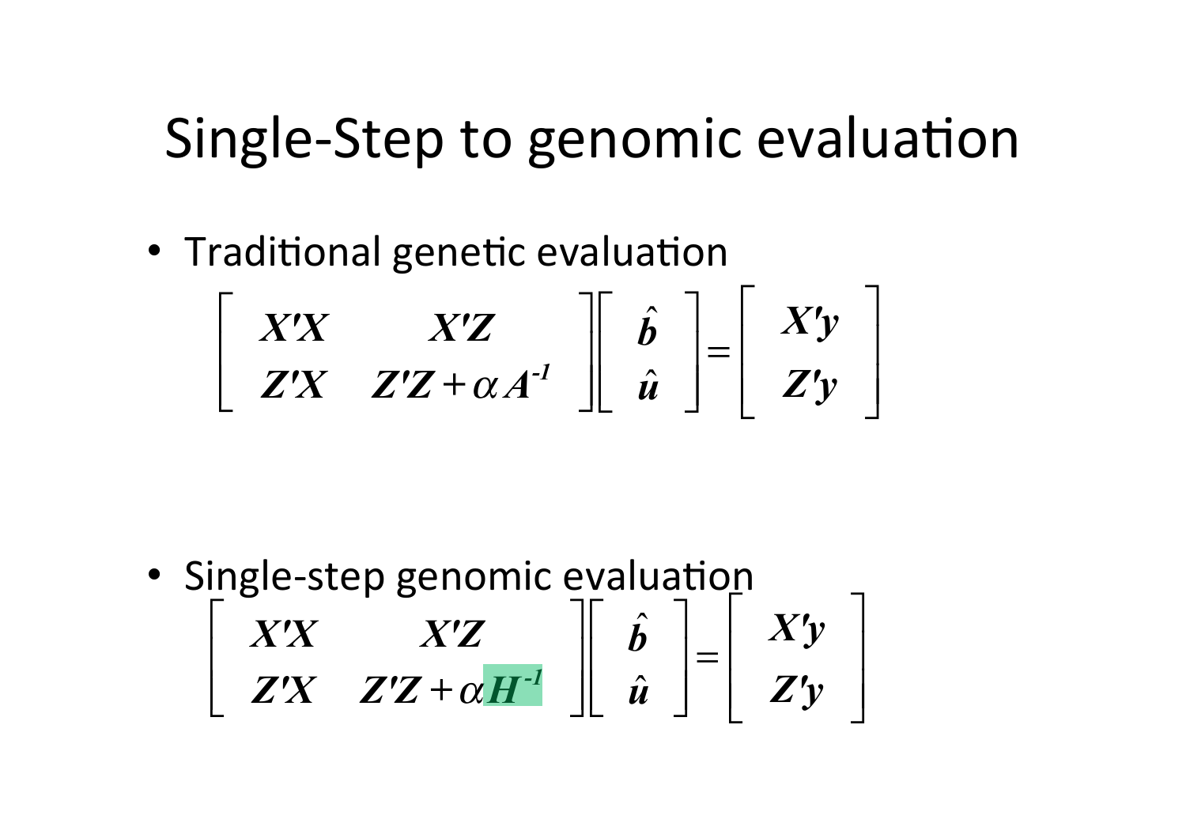# Single-Step to genomic evaluation

- Traditional genetic evaluation

$$\begin{bmatrix} X'X & X'Z \\ Z'X & Z'Z + \alpha A^{-1} \end{bmatrix} \begin{bmatrix} \hat{b} \\ \hat{u} \end{bmatrix} = \begin{bmatrix} X'y \\ Z'y \end{bmatrix}$$

- Single-step genomic evaluation

$$\begin{bmatrix} X'X & X'Z \\ Z'X & Z'Z + \alpha H^{-1} \end{bmatrix} \begin{bmatrix} \hat{b} \\ \hat{u} \end{bmatrix} = \begin{bmatrix} X'y \\ Z'y \end{bmatrix}$$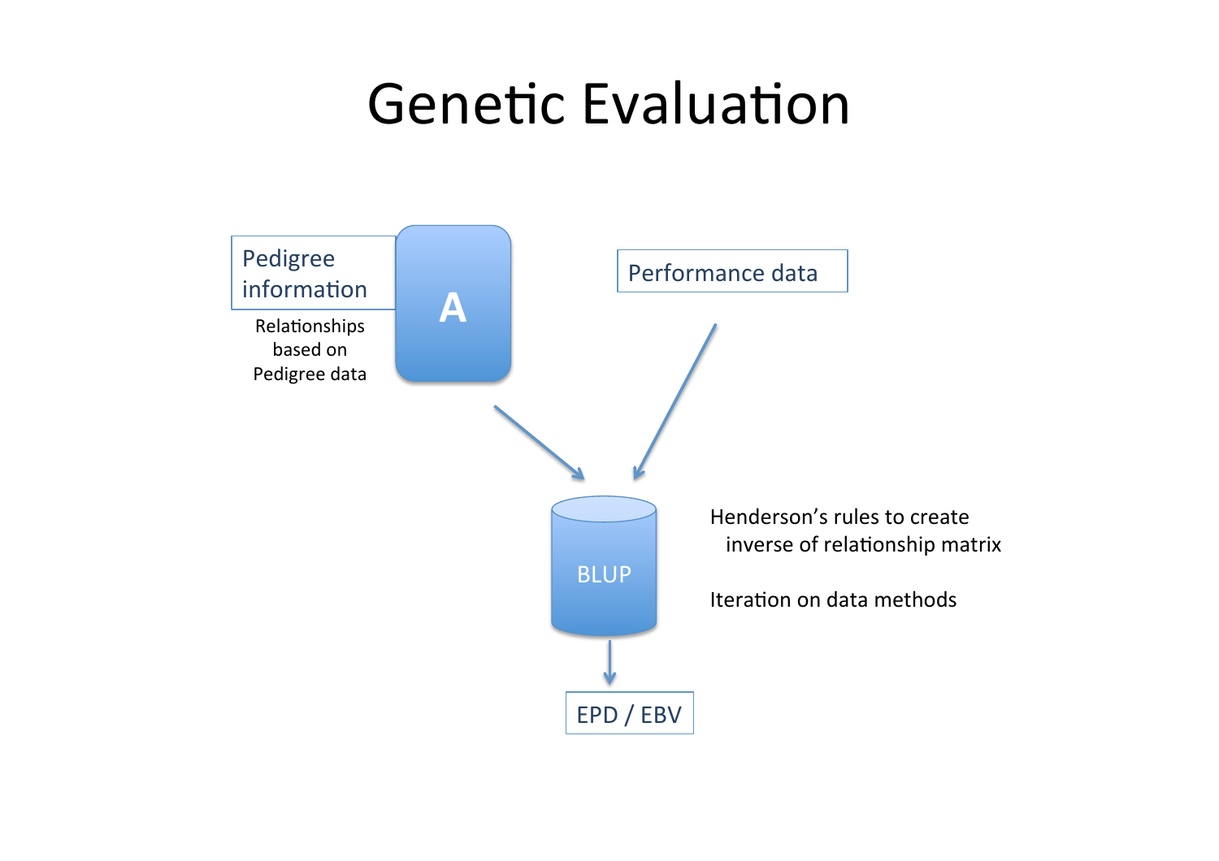# Genetic Evaluation

Pedigree information

A

Relationships based on Pedigree data

Performance data

BLUP

Henderson's rules to create inverse of relationship matrix

Iteration on data methods

EPD / EBV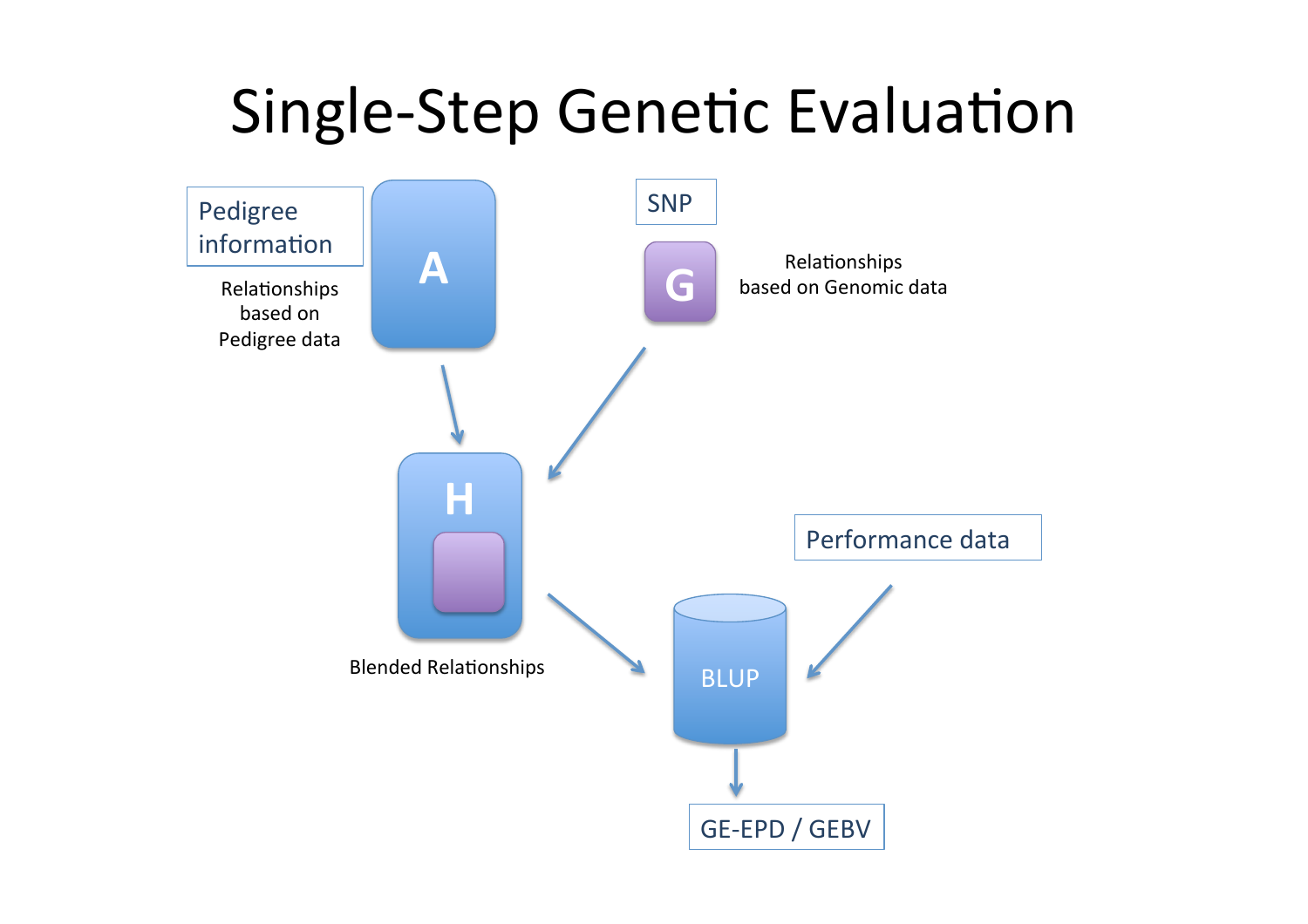# Single-Step Genetic Evaluation

Pedigree information

A

Relationships based on Pedigree data

SNP

G

Relationships based on Genomic data

H

Blended Relationships

Performance data

BLUP

GE-EPD / GEBV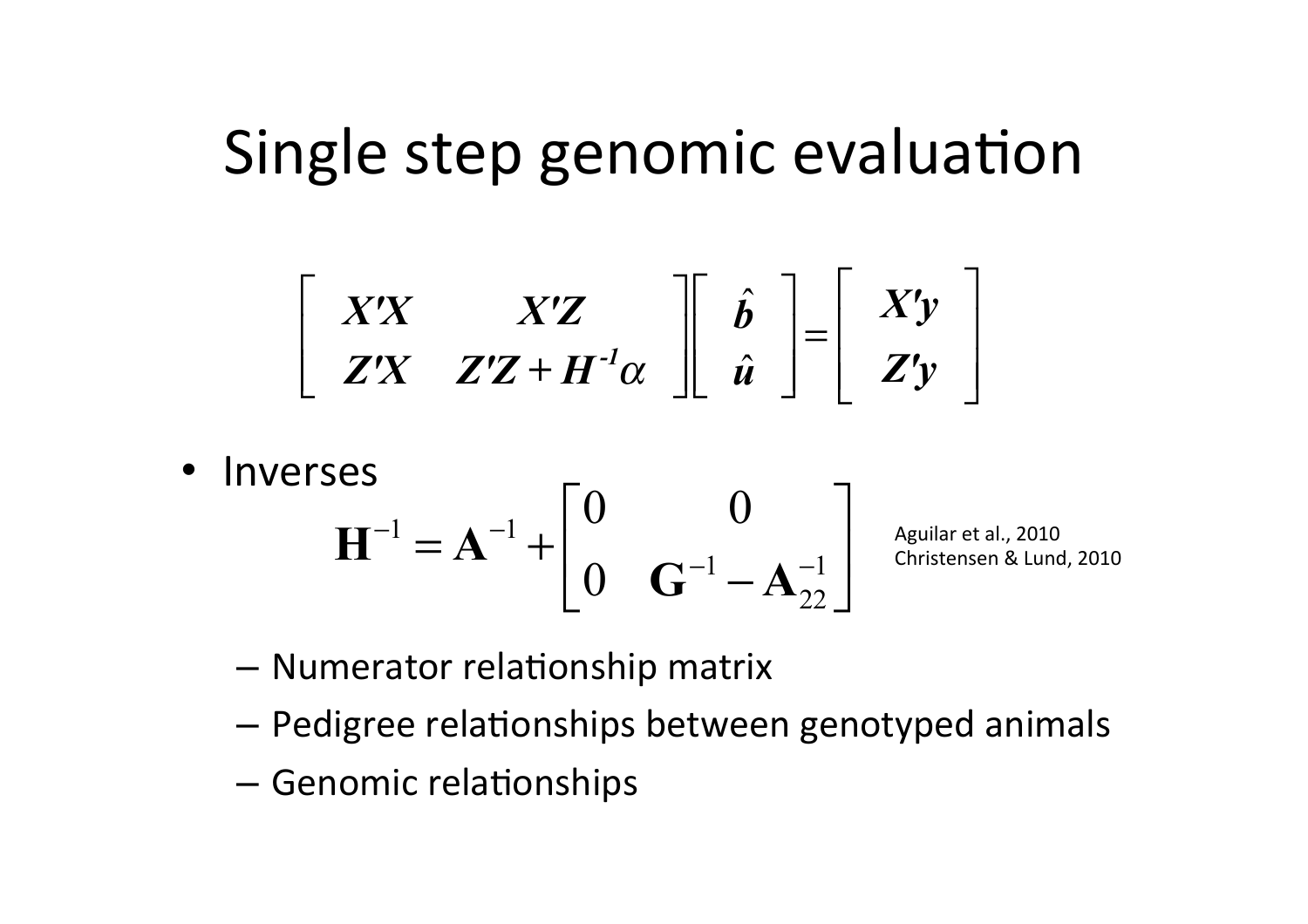# Single step genomic evaluation

$$
\begin{bmatrix} \boldsymbol{X'X} & \boldsymbol{X'Z} \\ \boldsymbol{Z'X} & \boldsymbol{Z'Z} + \boldsymbol{H}^{-1}\alpha \end{bmatrix} \begin{bmatrix} \hat{\boldsymbol{b}} \\ \hat{\boldsymbol{u}} \end{bmatrix} = \begin{bmatrix} \boldsymbol{X'y} \\ \boldsymbol{Z'y} \end{bmatrix}
$$

- Inverses

$$
\mathbf{H}^{-1} = \mathbf{A}^{-1} + \begin{bmatrix} 0 & 0 \\ 0 & \mathbf{G}^{-1} - \mathbf{A}_{22}^{-1} \end{bmatrix}
$$

Aguilar et al., 2010
Christensen & Lund, 2010

  - Numerator relationship matrix
  - Pedigree relationships between genotyped animals
  - Genomic relationships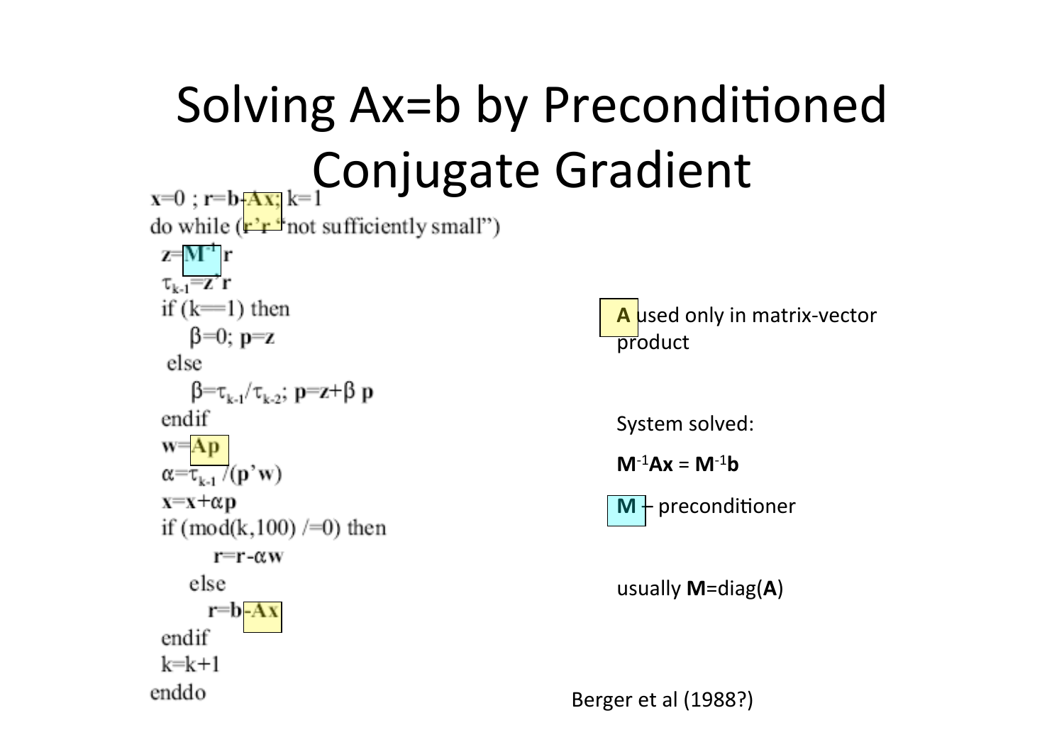# Solving Ax=b by Preconditioned Conjugate Gradient

```
x=0 ; r=b-Ax; k=1
do while (r'r "not sufficiently small")
  z=M^-1 r
  τ_k-1=z'r
  if (k==1) then
      β=0; p=z
   else
      β=τ_k-1/τ_k-2; p=z+β p
  endif
  w=Ap
  α=τ_k-1 /(p'w)
  x=x+αp
  if (mod(k,100) /=0) then
          r=r-αw
      else
          r=b-Ax
  endif
  k=k+1
enddo
```

**A** used only in matrix-vector product

System solved:

$\mathbf{M}^{-1}\mathbf{A}\mathbf{x} = \mathbf{M}^{-1}\mathbf{b}$

**M** – preconditioner

usually **M**=diag(**A**)

Berger et al (1988?)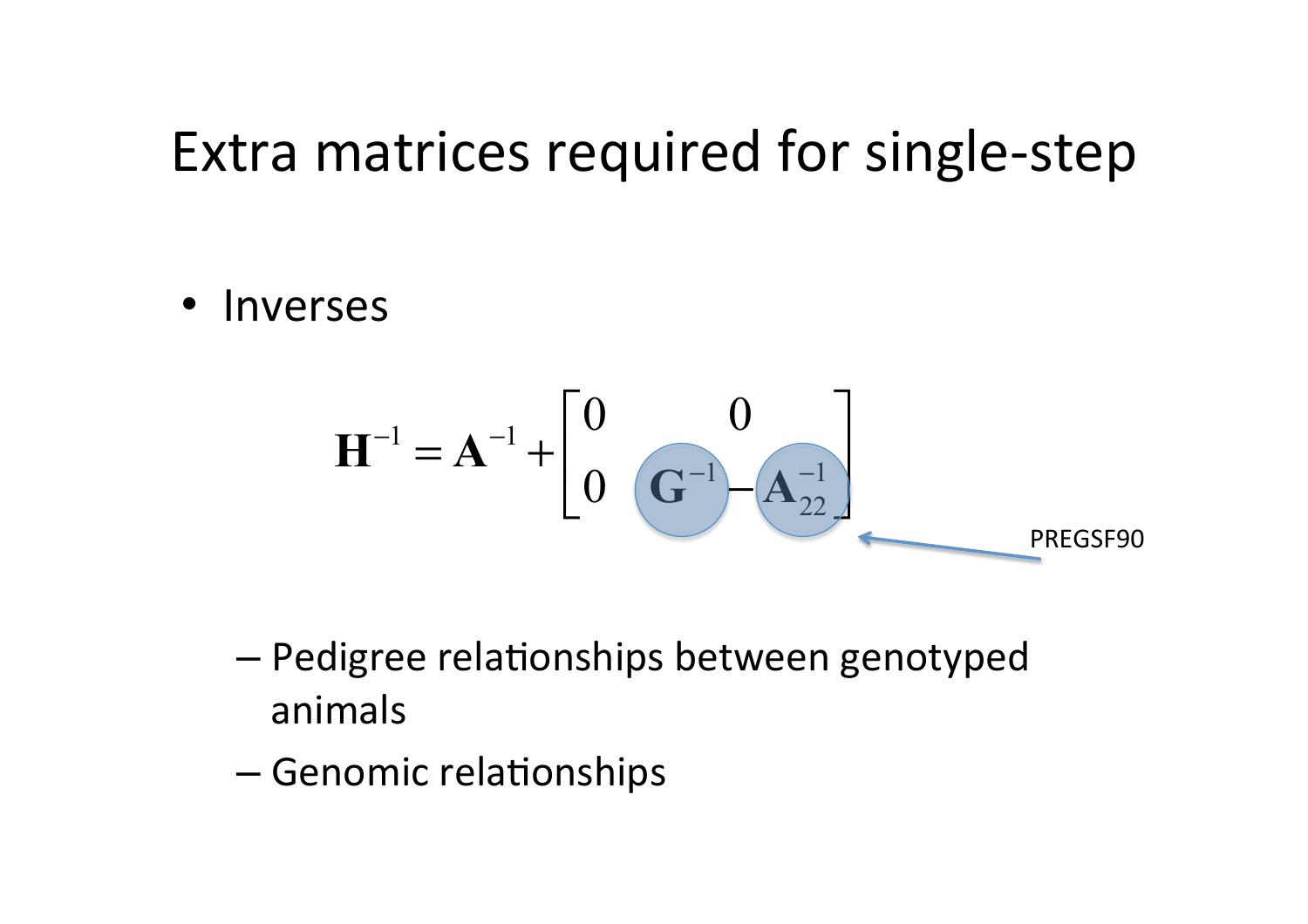# Extra matrices required for single-step

- Inverses

$$\mathbf{H}^{-1} = \mathbf{A}^{-1} + \begin{bmatrix} 0 & 0 \\ 0 & \mathbf{G}^{-1} - \mathbf{A}_{22}^{-1} \end{bmatrix}$$

PREGSF90

  - Pedigree relationships between genotyped animals
  - Genomic relationships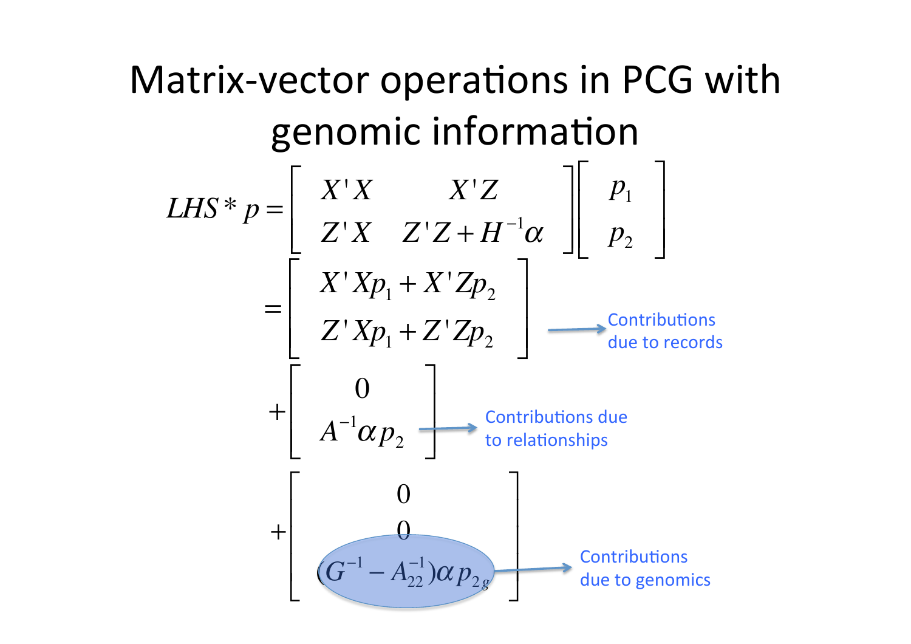# Matrix-vector operations in PCG with genomic information

$$
LHS * p = \begin{bmatrix} X'X & X'Z \\ Z'X & Z'Z + H^{-1}\alpha \end{bmatrix} \begin{bmatrix} p_1 \\ p_2 \end{bmatrix}
$$

$$
= \begin{bmatrix} X'Xp_1 + X'Zp_2 \\ Z'Xp_1 + Z'Zp_2 \end{bmatrix}
$$

→ Contributions due to records

$$
+ \begin{bmatrix} 0 \\ A^{-1}\alpha p_2 \end{bmatrix}
$$

→ Contributions due to relationships

$$
+ \begin{bmatrix} 0 \\ 0 \\ (G^{-1} - A_{22}^{-1})\alpha p_{2_g} \end{bmatrix}
$$

→ Contributions due to genomics